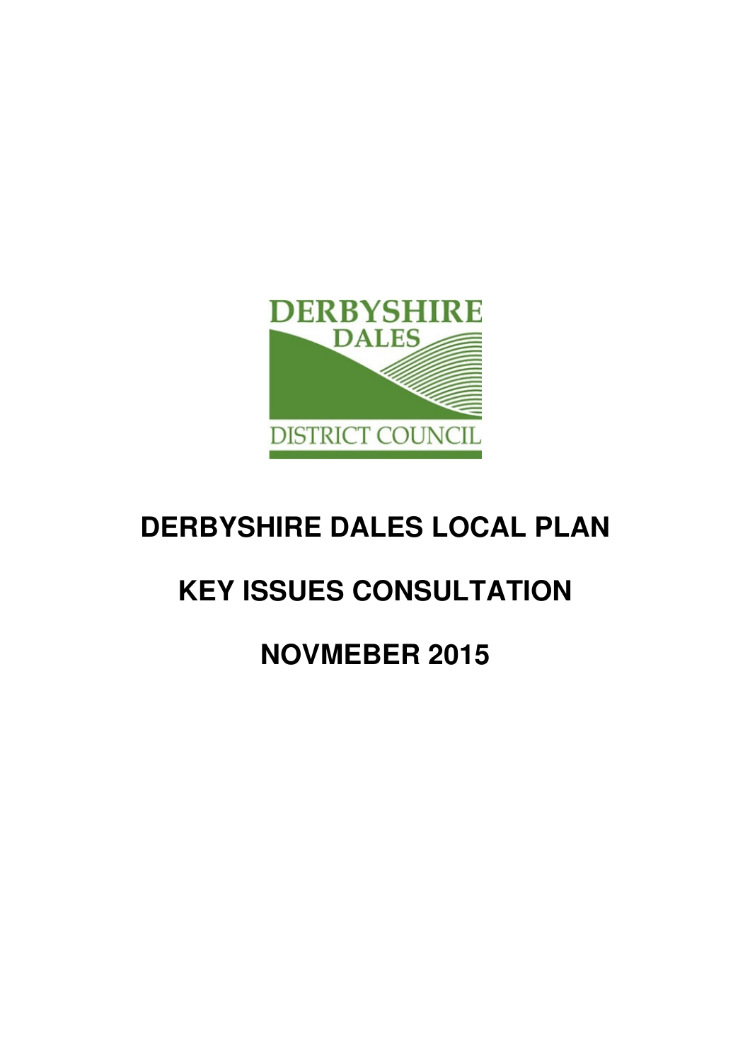DERBYSHIRE DALES

DISTRICT COUNCIL

# DERBYSHIRE DALES LOCAL PLAN

# KEY ISSUES CONSULTATION

# NOVMEBER 2015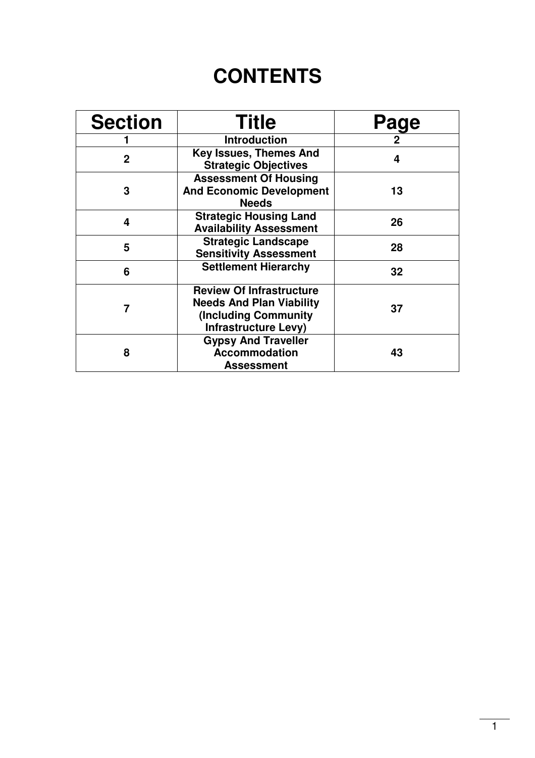# CONTENTS

| Section | Title | Page |
|---|---|---|
| 1 | Introduction | 2 |
| 2 | Key Issues, Themes And Strategic Objectives | 4 |
| 3 | Assessment Of Housing And Economic Development Needs | 13 |
| 4 | Strategic Housing Land Availability Assessment | 26 |
| 5 | Strategic Landscape Sensitivity Assessment | 28 |
| 6 | Settlement Hierarchy | 32 |
| 7 | Review Of Infrastructure Needs And Plan Viability (Including Community Infrastructure Levy) | 37 |
| 8 | Gypsy And Traveller Accommodation Assessment | 43 |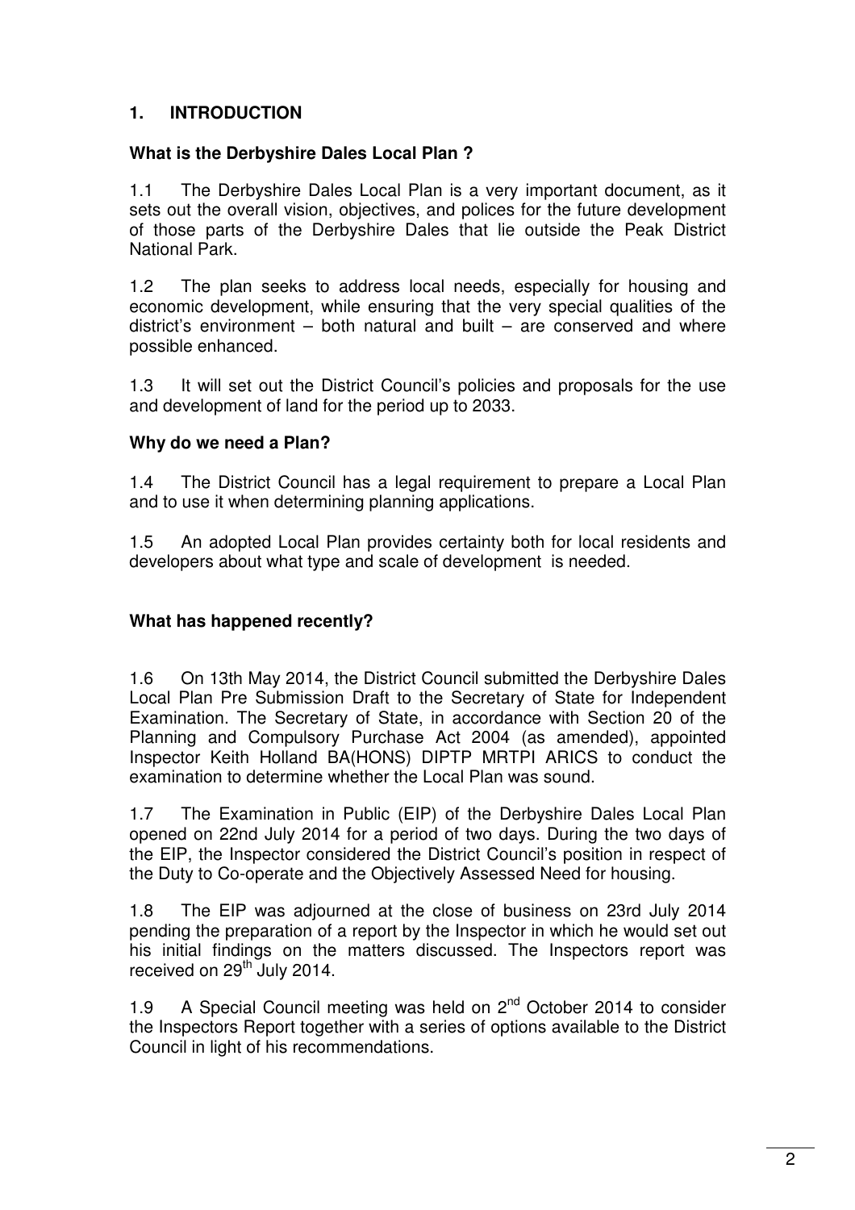## 1. INTRODUCTION

### What is the Derbyshire Dales Local Plan ?

1.1 The Derbyshire Dales Local Plan is a very important document, as it sets out the overall vision, objectives, and polices for the future development of those parts of the Derbyshire Dales that lie outside the Peak District National Park.

1.2 The plan seeks to address local needs, especially for housing and economic development, while ensuring that the very special qualities of the district's environment – both natural and built – are conserved and where possible enhanced.

1.3 It will set out the District Council's policies and proposals for the use and development of land for the period up to 2033.

### Why do we need a Plan?

1.4 The District Council has a legal requirement to prepare a Local Plan and to use it when determining planning applications.

1.5 An adopted Local Plan provides certainty both for local residents and developers about what type and scale of development is needed.

### What has happened recently?

1.6 On 13th May 2014, the District Council submitted the Derbyshire Dales Local Plan Pre Submission Draft to the Secretary of State for Independent Examination. The Secretary of State, in accordance with Section 20 of the Planning and Compulsory Purchase Act 2004 (as amended), appointed Inspector Keith Holland BA(HONS) DIPTP MRTPI ARICS to conduct the examination to determine whether the Local Plan was sound.

1.7 The Examination in Public (EIP) of the Derbyshire Dales Local Plan opened on 22nd July 2014 for a period of two days. During the two days of the EIP, the Inspector considered the District Council's position in respect of the Duty to Co-operate and the Objectively Assessed Need for housing.

1.8 The EIP was adjourned at the close of business on 23rd July 2014 pending the preparation of a report by the Inspector in which he would set out his initial findings on the matters discussed. The Inspectors report was received on 29th July 2014.

1.9 A Special Council meeting was held on 2nd October 2014 to consider the Inspectors Report together with a series of options available to the District Council in light of his recommendations.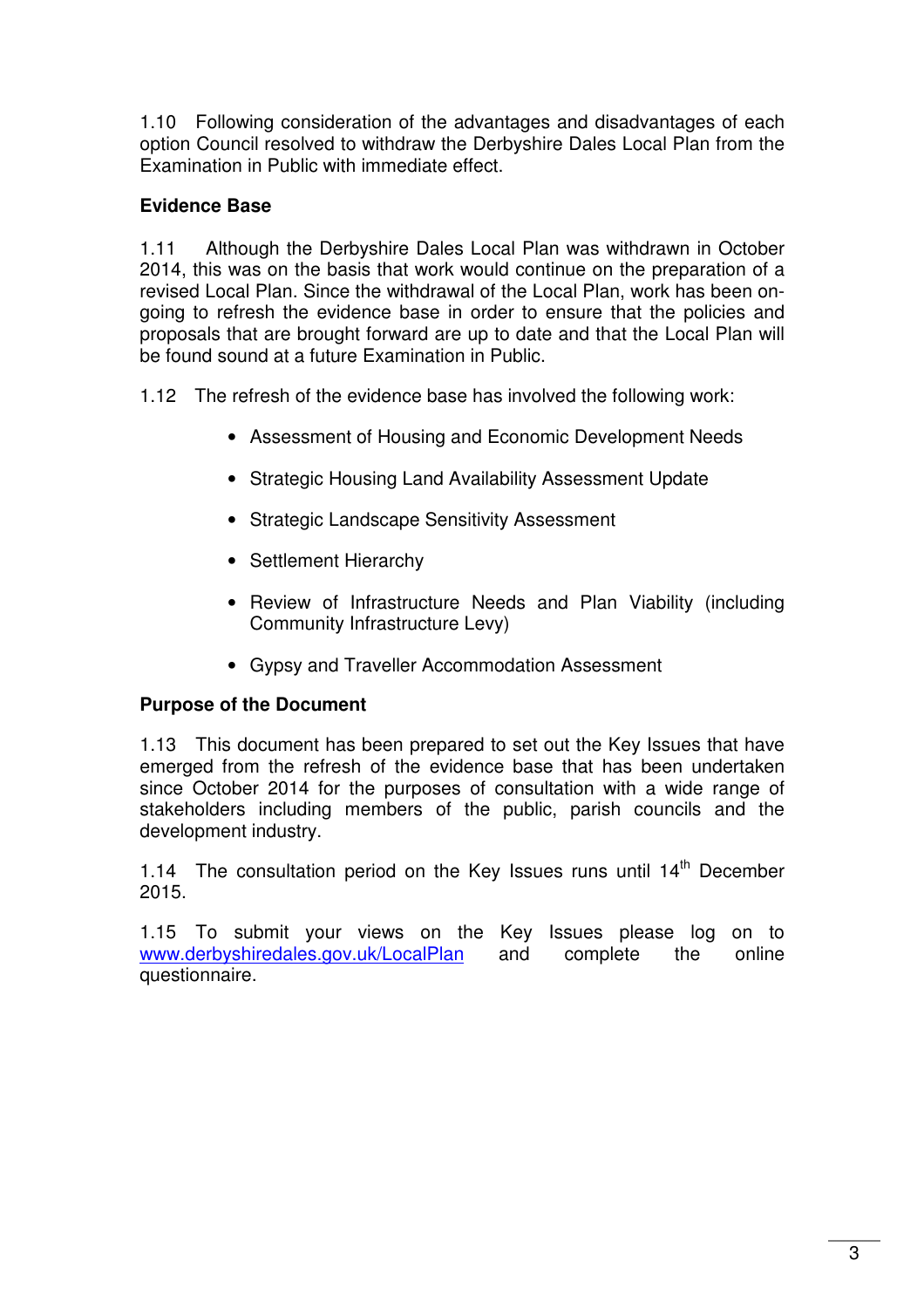1.10 Following consideration of the advantages and disadvantages of each option Council resolved to withdraw the Derbyshire Dales Local Plan from the Examination in Public with immediate effect.

**Evidence Base**

1.11 Although the Derbyshire Dales Local Plan was withdrawn in October 2014, this was on the basis that work would continue on the preparation of a revised Local Plan. Since the withdrawal of the Local Plan, work has been on-going to refresh the evidence base in order to ensure that the policies and proposals that are brought forward are up to date and that the Local Plan will be found sound at a future Examination in Public.

1.12 The refresh of the evidence base has involved the following work:

- Assessment of Housing and Economic Development Needs
- Strategic Housing Land Availability Assessment Update
- Strategic Landscape Sensitivity Assessment
- Settlement Hierarchy
- Review of Infrastructure Needs and Plan Viability (including Community Infrastructure Levy)
- Gypsy and Traveller Accommodation Assessment

**Purpose of the Document**

1.13 This document has been prepared to set out the Key Issues that have emerged from the refresh of the evidence base that has been undertaken since October 2014 for the purposes of consultation with a wide range of stakeholders including members of the public, parish councils and the development industry.

1.14 The consultation period on the Key Issues runs until 14th December 2015.

1.15 To submit your views on the Key Issues please log on to www.derbyshiredales.gov.uk/LocalPlan and complete the online questionnaire.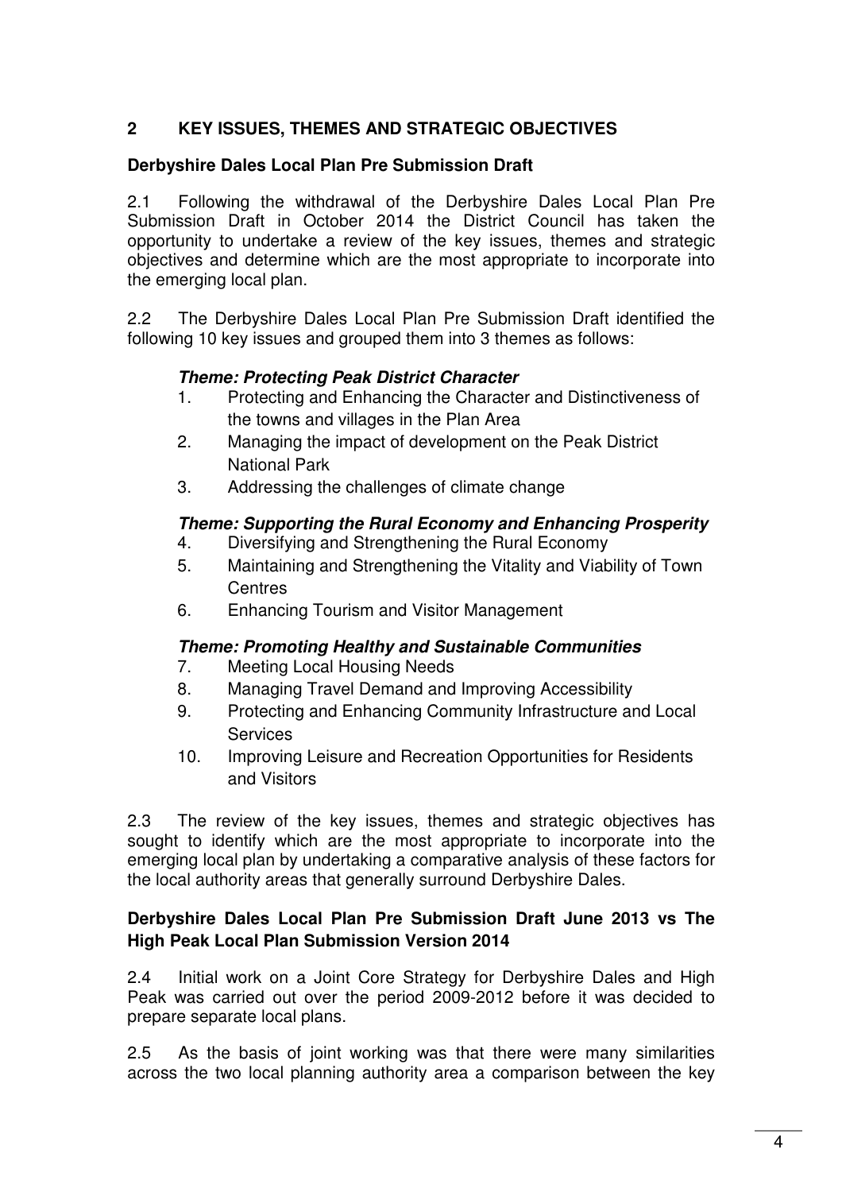## 2 KEY ISSUES, THEMES AND STRATEGIC OBJECTIVES

### Derbyshire Dales Local Plan Pre Submission Draft

2.1 Following the withdrawal of the Derbyshire Dales Local Plan Pre Submission Draft in October 2014 the District Council has taken the opportunity to undertake a review of the key issues, themes and strategic objectives and determine which are the most appropriate to incorporate into the emerging local plan.

2.2 The Derbyshire Dales Local Plan Pre Submission Draft identified the following 10 key issues and grouped them into 3 themes as follows:

***Theme: Protecting Peak District Character***

1. Protecting and Enhancing the Character and Distinctiveness of the towns and villages in the Plan Area
2. Managing the impact of development on the Peak District National Park
3. Addressing the challenges of climate change

***Theme: Supporting the Rural Economy and Enhancing Prosperity***

4. Diversifying and Strengthening the Rural Economy
5. Maintaining and Strengthening the Vitality and Viability of Town Centres
6. Enhancing Tourism and Visitor Management

***Theme: Promoting Healthy and Sustainable Communities***

7. Meeting Local Housing Needs
8. Managing Travel Demand and Improving Accessibility
9. Protecting and Enhancing Community Infrastructure and Local Services
10. Improving Leisure and Recreation Opportunities for Residents and Visitors

2.3 The review of the key issues, themes and strategic objectives has sought to identify which are the most appropriate to incorporate into the emerging local plan by undertaking a comparative analysis of these factors for the local authority areas that generally surround Derbyshire Dales.

### Derbyshire Dales Local Plan Pre Submission Draft June 2013 vs The High Peak Local Plan Submission Version 2014

2.4 Initial work on a Joint Core Strategy for Derbyshire Dales and High Peak was carried out over the period 2009-2012 before it was decided to prepare separate local plans.

2.5 As the basis of joint working was that there were many similarities across the two local planning authority area a comparison between the key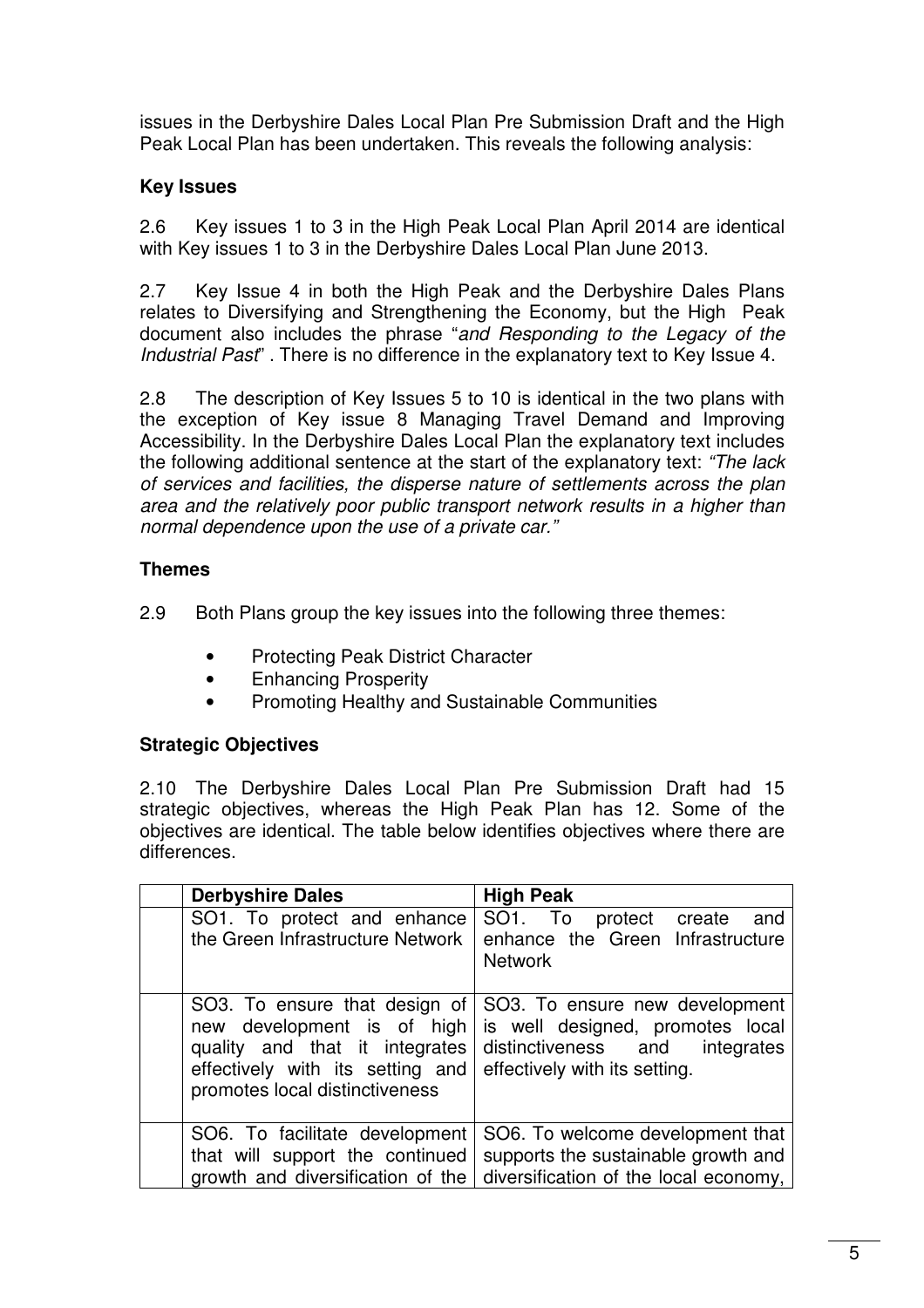issues in the Derbyshire Dales Local Plan Pre Submission Draft and the High Peak Local Plan has been undertaken. This reveals the following analysis:

**Key Issues**

2.6 Key issues 1 to 3 in the High Peak Local Plan April 2014 are identical with Key issues 1 to 3 in the Derbyshire Dales Local Plan June 2013.

2.7 Key Issue 4 in both the High Peak and the Derbyshire Dales Plans relates to Diversifying and Strengthening the Economy, but the High Peak document also includes the phrase "*and Responding to the Legacy of the Industrial Past*" . There is no difference in the explanatory text to Key Issue 4.

2.8 The description of Key Issues 5 to 10 is identical in the two plans with the exception of Key issue 8 Managing Travel Demand and Improving Accessibility. In the Derbyshire Dales Local Plan the explanatory text includes the following additional sentence at the start of the explanatory text: *"The lack of services and facilities, the disperse nature of settlements across the plan area and the relatively poor public transport network results in a higher than normal dependence upon the use of a private car."*

**Themes**

2.9 Both Plans group the key issues into the following three themes:

- Protecting Peak District Character
- Enhancing Prosperity
- Promoting Healthy and Sustainable Communities

**Strategic Objectives**

2.10 The Derbyshire Dales Local Plan Pre Submission Draft had 15 strategic objectives, whereas the High Peak Plan has 12. Some of the objectives are identical. The table below identifies objectives where there are differences.

| | Derbyshire Dales | High Peak |
|---|---|---|
| | SO1. To protect and enhance the Green Infrastructure Network | SO1. To protect create and enhance the Green Infrastructure Network |
| | SO3. To ensure that design of new development is of high quality and that it integrates effectively with its setting and promotes local distinctiveness | SO3. To ensure new development is well designed, promotes local distinctiveness and integrates effectively with its setting. |
| | SO6. To facilitate development that will support the continued growth and diversification of the | SO6. To welcome development that supports the sustainable growth and diversification of the local economy, |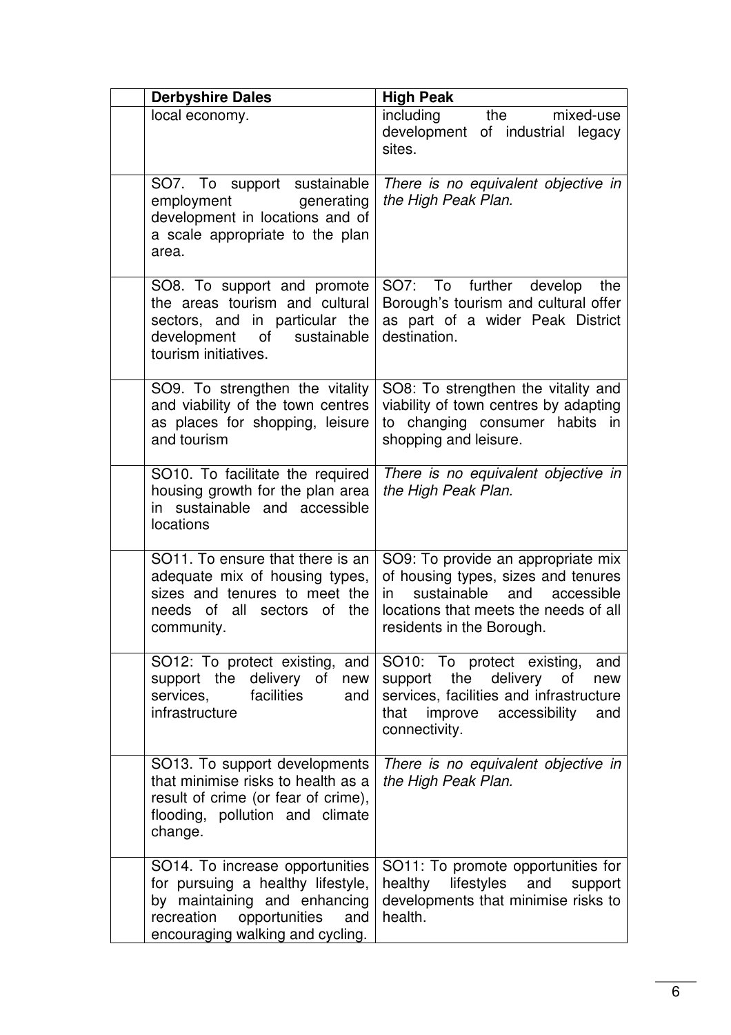| | Derbyshire Dales | High Peak |
|---|---|---|
| | local economy. | including the mixed-use development of industrial legacy sites. |
| | SO7. To support sustainable employment generating development in locations and of a scale appropriate to the plan area. | *There is no equivalent objective in the High Peak Plan.* |
| | SO8. To support and promote the areas tourism and cultural sectors, and in particular the development of sustainable tourism initiatives. | SO7: To further develop the Borough's tourism and cultural offer as part of a wider Peak District destination. |
| | SO9. To strengthen the vitality and viability of the town centres as places for shopping, leisure and tourism | SO8: To strengthen the vitality and viability of town centres by adapting to changing consumer habits in shopping and leisure. |
| | SO10. To facilitate the required housing growth for the plan area in sustainable and accessible locations | *There is no equivalent objective in the High Peak Plan.* |
| | SO11. To ensure that there is an adequate mix of housing types, sizes and tenures to meet the needs of all sectors of the community. | SO9: To provide an appropriate mix of housing types, sizes and tenures in sustainable and accessible locations that meets the needs of all residents in the Borough. |
| | SO12: To protect existing, and support the delivery of new services, facilities and infrastructure | SO10: To protect existing, and support the delivery of new services, facilities and infrastructure that improve accessibility and connectivity. |
| | SO13. To support developments that minimise risks to health as a result of crime (or fear of crime), flooding, pollution and climate change. | *There is no equivalent objective in the High Peak Plan.* |
| | SO14. To increase opportunities for pursuing a healthy lifestyle, by maintaining and enhancing recreation opportunities and encouraging walking and cycling. | SO11: To promote opportunities for healthy lifestyles and support developments that minimise risks to health. |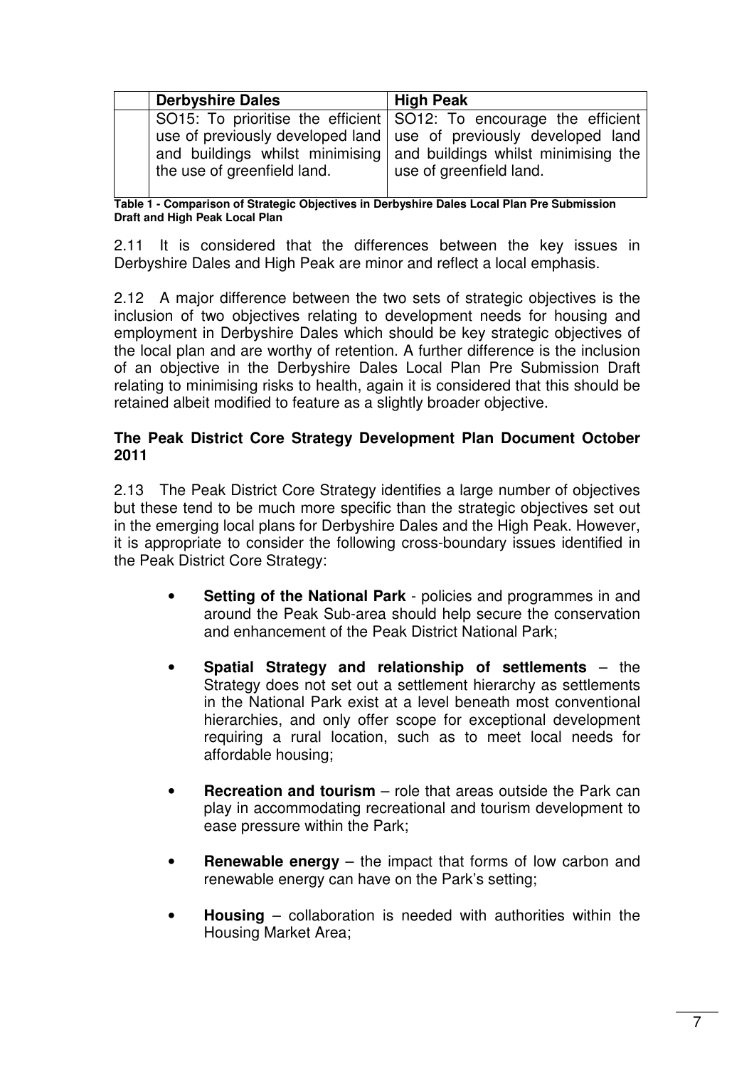| | Derbyshire Dales | High Peak |
|---|---|---|
| | SO15: To prioritise the efficient use of previously developed land and buildings whilst minimising the use of greenfield land. | SO12: To encourage the efficient use of previously developed land and buildings whilst minimising the use of greenfield land. |

**Table 1 - Comparison of Strategic Objectives in Derbyshire Dales Local Plan Pre Submission Draft and High Peak Local Plan**

2.11 It is considered that the differences between the key issues in Derbyshire Dales and High Peak are minor and reflect a local emphasis.

2.12 A major difference between the two sets of strategic objectives is the inclusion of two objectives relating to development needs for housing and employment in Derbyshire Dales which should be key strategic objectives of the local plan and are worthy of retention. A further difference is the inclusion of an objective in the Derbyshire Dales Local Plan Pre Submission Draft relating to minimising risks to health, again it is considered that this should be retained albeit modified to feature as a slightly broader objective.

**The Peak District Core Strategy Development Plan Document October 2011**

2.13 The Peak District Core Strategy identifies a large number of objectives but these tend to be much more specific than the strategic objectives set out in the emerging local plans for Derbyshire Dales and the High Peak. However, it is appropriate to consider the following cross-boundary issues identified in the Peak District Core Strategy:

- **Setting of the National Park** - policies and programmes in and around the Peak Sub-area should help secure the conservation and enhancement of the Peak District National Park;
- **Spatial Strategy and relationship of settlements** – the Strategy does not set out a settlement hierarchy as settlements in the National Park exist at a level beneath most conventional hierarchies, and only offer scope for exceptional development requiring a rural location, such as to meet local needs for affordable housing;
- **Recreation and tourism** – role that areas outside the Park can play in accommodating recreational and tourism development to ease pressure within the Park;
- **Renewable energy** – the impact that forms of low carbon and renewable energy can have on the Park's setting;
- **Housing** – collaboration is needed with authorities within the Housing Market Area;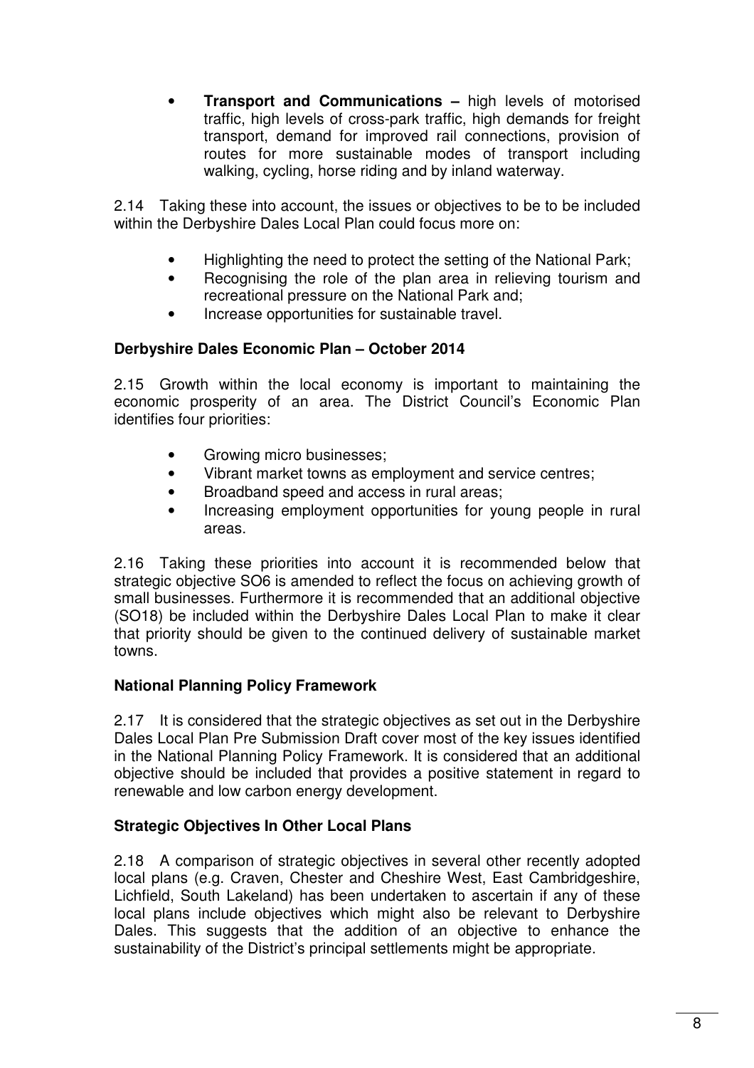- **Transport and Communications –** high levels of motorised traffic, high levels of cross-park traffic, high demands for freight transport, demand for improved rail connections, provision of routes for more sustainable modes of transport including walking, cycling, horse riding and by inland waterway.

2.14 Taking these into account, the issues or objectives to be to be included within the Derbyshire Dales Local Plan could focus more on:

- Highlighting the need to protect the setting of the National Park;
- Recognising the role of the plan area in relieving tourism and recreational pressure on the National Park and;
- Increase opportunities for sustainable travel.

**Derbyshire Dales Economic Plan – October 2014**

2.15 Growth within the local economy is important to maintaining the economic prosperity of an area. The District Council's Economic Plan identifies four priorities:

- Growing micro businesses;
- Vibrant market towns as employment and service centres;
- Broadband speed and access in rural areas;
- Increasing employment opportunities for young people in rural areas.

2.16 Taking these priorities into account it is recommended below that strategic objective SO6 is amended to reflect the focus on achieving growth of small businesses. Furthermore it is recommended that an additional objective (SO18) be included within the Derbyshire Dales Local Plan to make it clear that priority should be given to the continued delivery of sustainable market towns.

**National Planning Policy Framework**

2.17 It is considered that the strategic objectives as set out in the Derbyshire Dales Local Plan Pre Submission Draft cover most of the key issues identified in the National Planning Policy Framework. It is considered that an additional objective should be included that provides a positive statement in regard to renewable and low carbon energy development.

**Strategic Objectives In Other Local Plans**

2.18 A comparison of strategic objectives in several other recently adopted local plans (e.g. Craven, Chester and Cheshire West, East Cambridgeshire, Lichfield, South Lakeland) has been undertaken to ascertain if any of these local plans include objectives which might also be relevant to Derbyshire Dales. This suggests that the addition of an objective to enhance the sustainability of the District's principal settlements might be appropriate.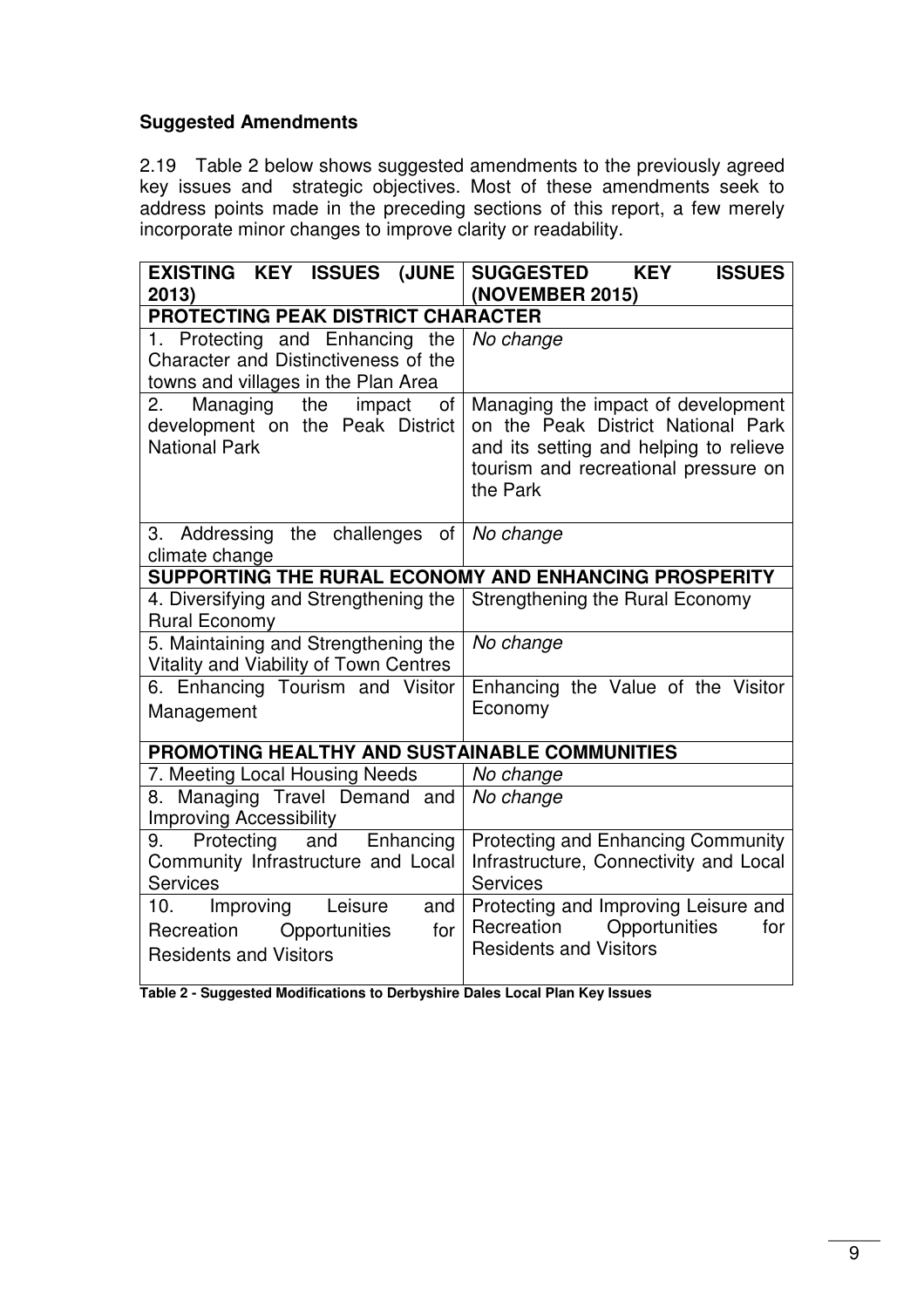### Suggested Amendments

2.19 Table 2 below shows suggested amendments to the previously agreed key issues and strategic objectives. Most of these amendments seek to address points made in the preceding sections of this report, a few merely incorporate minor changes to improve clarity or readability.

| EXISTING KEY ISSUES (JUNE 2013) | SUGGESTED KEY ISSUES (NOVEMBER 2015) |
|---|---|
| **PROTECTING PEAK DISTRICT CHARACTER** | |
| 1. Protecting and Enhancing the Character and Distinctiveness of the towns and villages in the Plan Area | *No change* |
| 2. Managing the impact of development on the Peak District National Park | Managing the impact of development on the Peak District National Park and its setting and helping to relieve tourism and recreational pressure on the Park |
| 3. Addressing the challenges of climate change | *No change* |
| **SUPPORTING THE RURAL ECONOMY AND ENHANCING PROSPERITY** | |
| 4. Diversifying and Strengthening the Rural Economy | Strengthening the Rural Economy |
| 5. Maintaining and Strengthening the Vitality and Viability of Town Centres | *No change* |
| 6. Enhancing Tourism and Visitor Management | Enhancing the Value of the Visitor Economy |
| **PROMOTING HEALTHY AND SUSTAINABLE COMMUNITIES** | |
| 7. Meeting Local Housing Needs | *No change* |
| 8. Managing Travel Demand and Improving Accessibility | *No change* |
| 9. Protecting and Enhancing Community Infrastructure and Local Services | Protecting and Enhancing Community Infrastructure, Connectivity and Local Services |
| 10. Improving Leisure and Recreation Opportunities for Residents and Visitors | Protecting and Improving Leisure and Recreation Opportunities for Residents and Visitors |

**Table 2 - Suggested Modifications to Derbyshire Dales Local Plan Key Issues**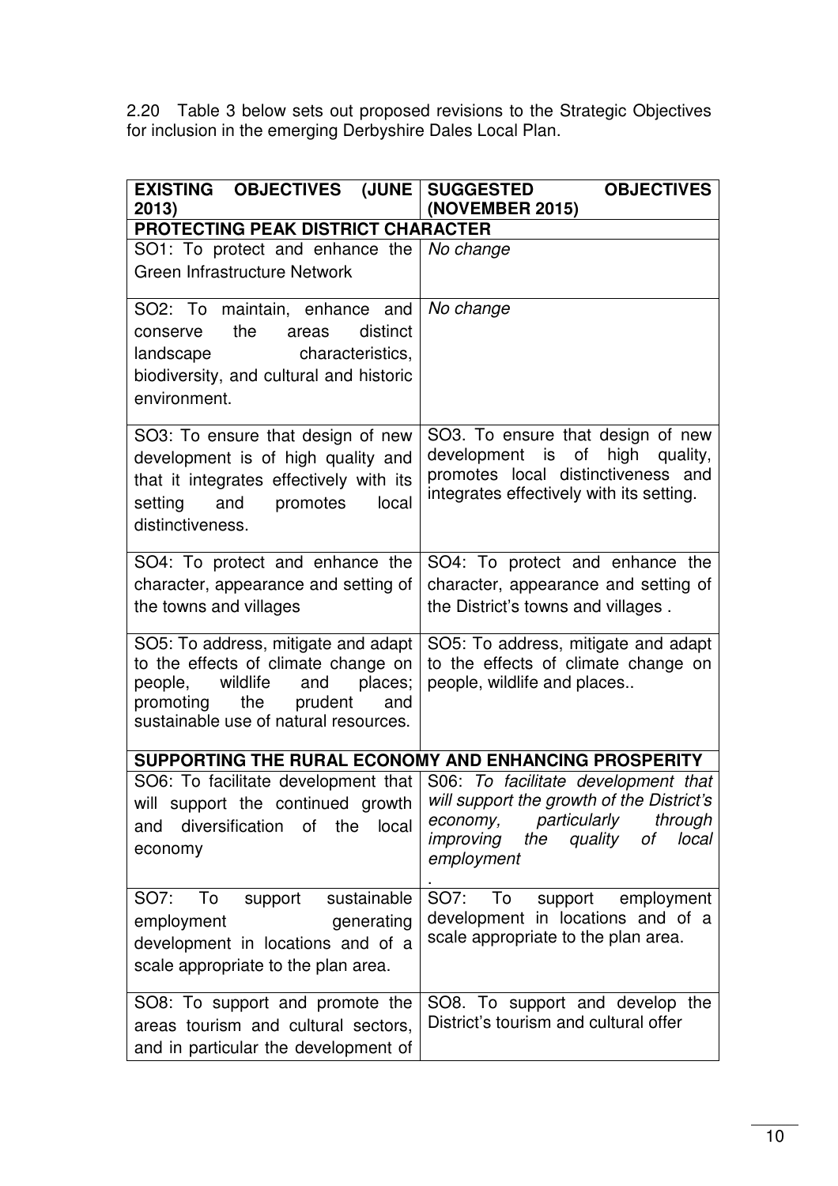2.20 Table 3 below sets out proposed revisions to the Strategic Objectives for inclusion in the emerging Derbyshire Dales Local Plan.

| **EXISTING OBJECTIVES (JUNE 2013)** | **SUGGESTED OBJECTIVES (NOVEMBER 2015)** |
|---|---|
| **PROTECTING PEAK DISTRICT CHARACTER** | |
| SO1: To protect and enhance the Green Infrastructure Network | *No change* |
| SO2: To maintain, enhance and conserve the areas distinct landscape characteristics, biodiversity, and cultural and historic environment. | *No change* |
| SO3: To ensure that design of new development is of high quality and that it integrates effectively with its setting and promotes local distinctiveness. | SO3. To ensure that design of new development is of high quality, promotes local distinctiveness and integrates effectively with its setting. |
| SO4: To protect and enhance the character, appearance and setting of the towns and villages | SO4: To protect and enhance the character, appearance and setting of the District's towns and villages . |
| SO5: To address, mitigate and adapt to the effects of climate change on people, wildlife and places; promoting the prudent and sustainable use of natural resources. | SO5: To address, mitigate and adapt to the effects of climate change on people, wildlife and places.. |
| **SUPPORTING THE RURAL ECONOMY AND ENHANCING PROSPERITY** | |
| SO6: To facilitate development that will support the continued growth and diversification of the local economy | S06: *To facilitate development that will support the growth of the District's economy, particularly through improving the quality of local employment* . |
| SO7: To support sustainable employment generating development in locations and of a scale appropriate to the plan area. | SO7: To support employment development in locations and of a scale appropriate to the plan area. |
| SO8: To support and promote the areas tourism and cultural sectors, and in particular the development of | SO8. To support and develop the District's tourism and cultural offer |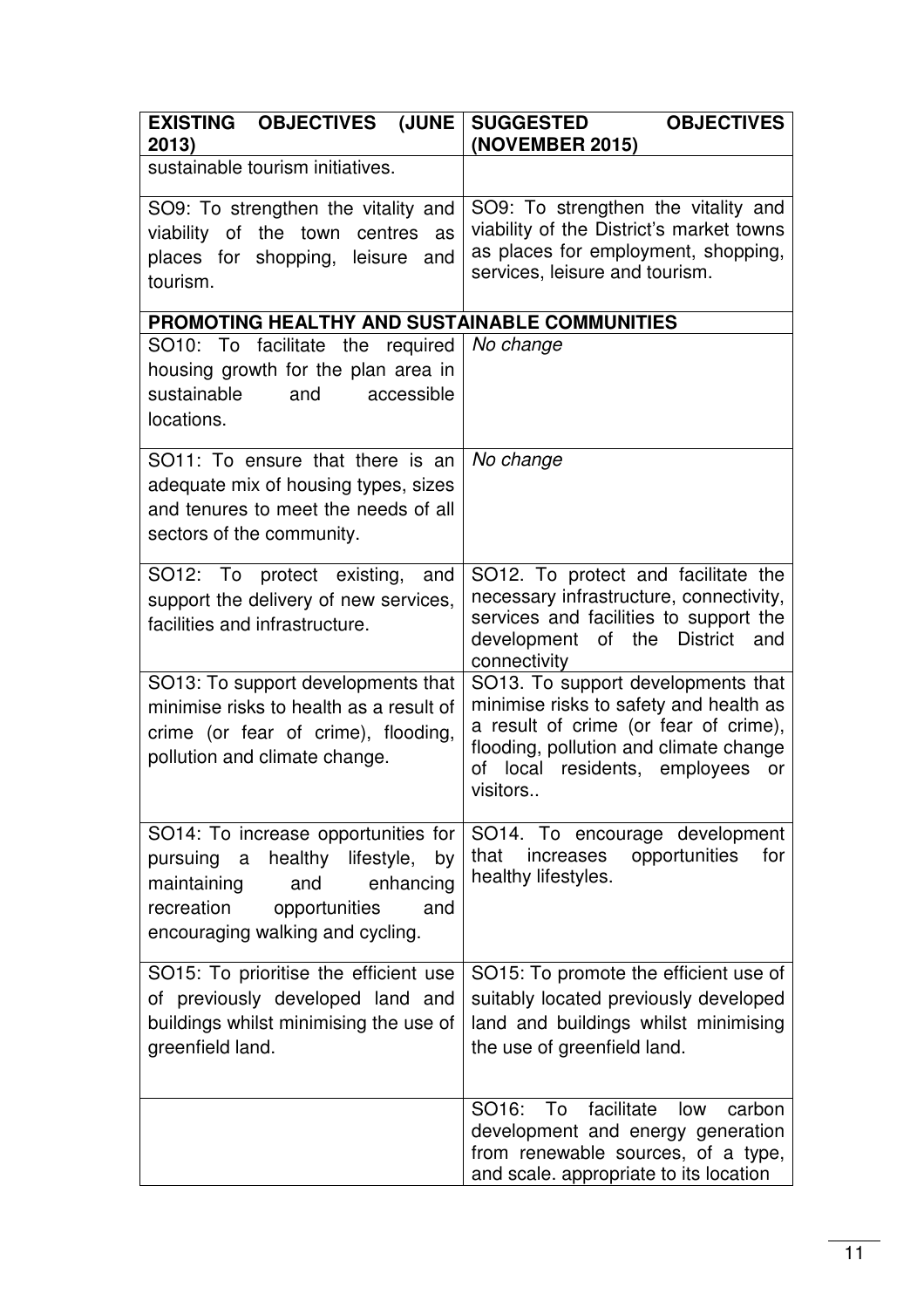| EXISTING OBJECTIVES (JUNE 2013) | SUGGESTED OBJECTIVES (NOVEMBER 2015) |
|---|---|
| sustainable tourism initiatives. | |
| SO9: To strengthen the vitality and viability of the town centres as places for shopping, leisure and tourism. | SO9: To strengthen the vitality and viability of the District's market towns as places for employment, shopping, services, leisure and tourism. |
| **PROMOTING HEALTHY AND SUSTAINABLE COMMUNITIES** | |
| SO10: To facilitate the required housing growth for the plan area in sustainable and accessible locations. | *No change* |
| SO11: To ensure that there is an adequate mix of housing types, sizes and tenures to meet the needs of all sectors of the community. | *No change* |
| SO12: To protect existing, and support the delivery of new services, facilities and infrastructure. | SO12. To protect and facilitate the necessary infrastructure, connectivity, services and facilities to support the development of the District and connectivity |
| SO13: To support developments that minimise risks to health as a result of crime (or fear of crime), flooding, pollution and climate change. | SO13. To support developments that minimise risks to safety and health as a result of crime (or fear of crime), flooding, pollution and climate change of local residents, employees or visitors.. |
| SO14: To increase opportunities for pursuing a healthy lifestyle, by maintaining and enhancing recreation opportunities and encouraging walking and cycling. | SO14. To encourage development that increases opportunities for healthy lifestyles. |
| SO15: To prioritise the efficient use of previously developed land and buildings whilst minimising the use of greenfield land. | SO15: To promote the efficient use of suitably located previously developed land and buildings whilst minimising the use of greenfield land. |
| | SO16: To facilitate low carbon development and energy generation from renewable sources, of a type, and scale. appropriate to its location |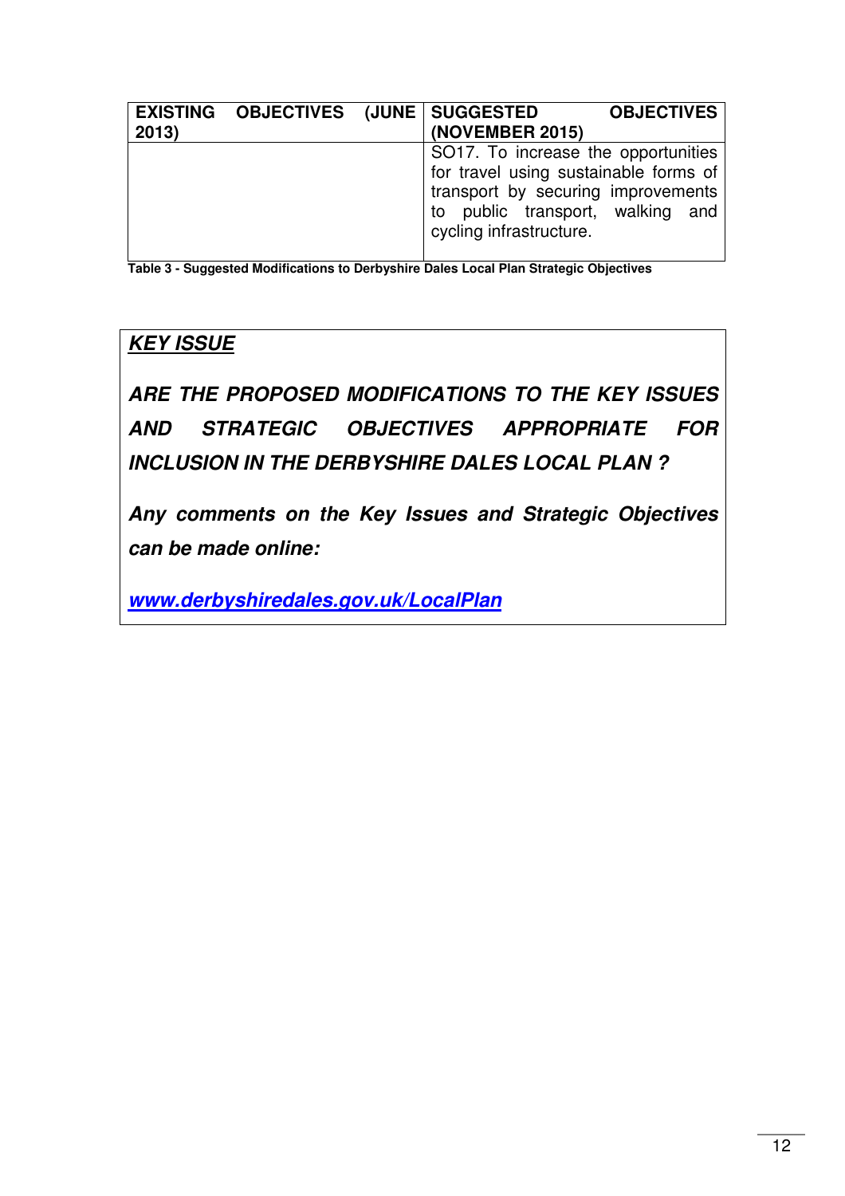| EXISTING OBJECTIVES (JUNE 2013) | SUGGESTED OBJECTIVES (NOVEMBER 2015) |
|---|---|
| | SO17. To increase the opportunities for travel using sustainable forms of transport by securing improvements to public transport, walking and cycling infrastructure. |

**Table 3 - Suggested Modifications to Derbyshire Dales Local Plan Strategic Objectives**

***KEY ISSUE***

***ARE THE PROPOSED MODIFICATIONS TO THE KEY ISSUES AND STRATEGIC OBJECTIVES APPROPRIATE FOR INCLUSION IN THE DERBYSHIRE DALES LOCAL PLAN ?***

***Any comments on the Key Issues and Strategic Objectives can be made online:***

***www.derbyshiredales.gov.uk/LocalPlan***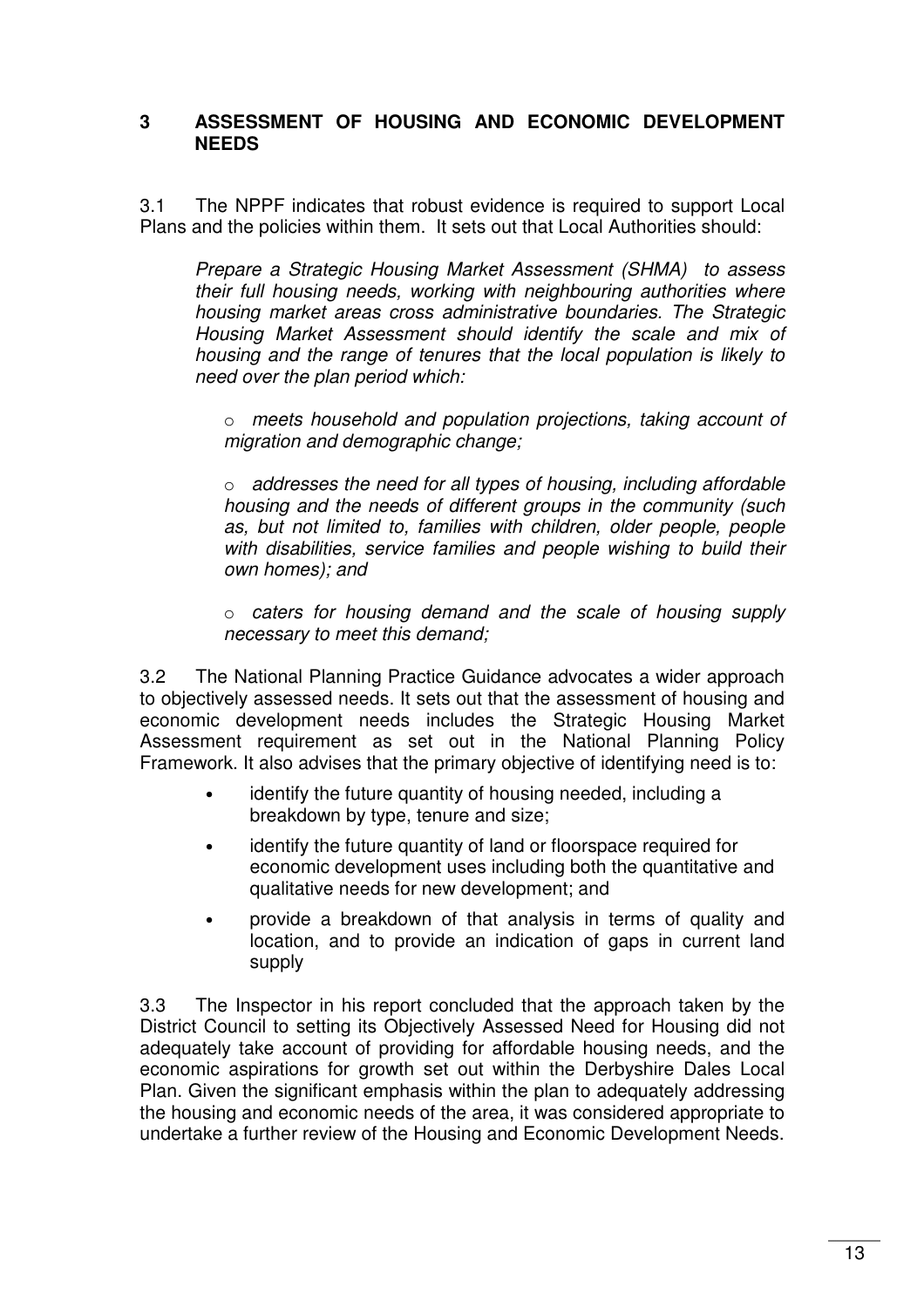## 3 ASSESSMENT OF HOUSING AND ECONOMIC DEVELOPMENT NEEDS

3.1 The NPPF indicates that robust evidence is required to support Local Plans and the policies within them. It sets out that Local Authorities should:

> *Prepare a Strategic Housing Market Assessment (SHMA) to assess their full housing needs, working with neighbouring authorities where housing market areas cross administrative boundaries. The Strategic Housing Market Assessment should identify the scale and mix of housing and the range of tenures that the local population is likely to need over the plan period which:*
>
> - *meets household and population projections, taking account of migration and demographic change;*
> - *addresses the need for all types of housing, including affordable housing and the needs of different groups in the community (such as, but not limited to, families with children, older people, people with disabilities, service families and people wishing to build their own homes); and*
> - *caters for housing demand and the scale of housing supply necessary to meet this demand;*

3.2 The National Planning Practice Guidance advocates a wider approach to objectively assessed needs. It sets out that the assessment of housing and economic development needs includes the Strategic Housing Market Assessment requirement as set out in the National Planning Policy Framework. It also advises that the primary objective of identifying need is to:

- identify the future quantity of housing needed, including a breakdown by type, tenure and size;
- identify the future quantity of land or floorspace required for economic development uses including both the quantitative and qualitative needs for new development; and
- provide a breakdown of that analysis in terms of quality and location, and to provide an indication of gaps in current land supply

3.3 The Inspector in his report concluded that the approach taken by the District Council to setting its Objectively Assessed Need for Housing did not adequately take account of providing for affordable housing needs, and the economic aspirations for growth set out within the Derbyshire Dales Local Plan. Given the significant emphasis within the plan to adequately addressing the housing and economic needs of the area, it was considered appropriate to undertake a further review of the Housing and Economic Development Needs.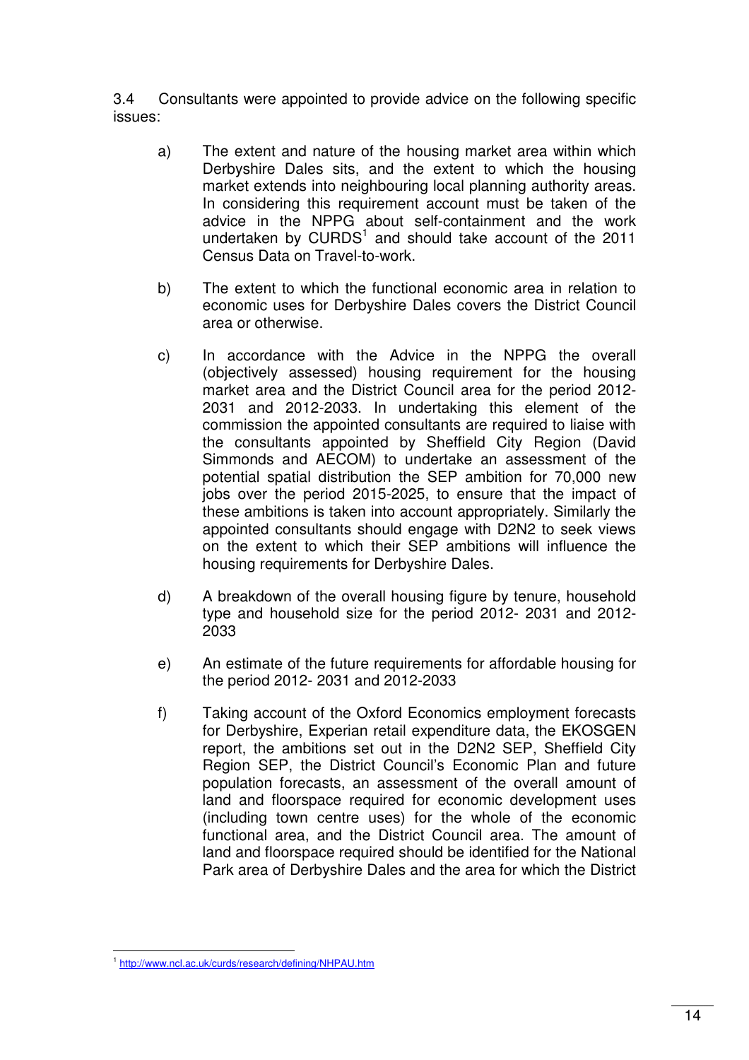3.4 Consultants were appointed to provide advice on the following specific issues:

a) The extent and nature of the housing market area within which Derbyshire Dales sits, and the extent to which the housing market extends into neighbouring local planning authority areas. In considering this requirement account must be taken of the advice in the NPPG about self-containment and the work undertaken by CURDS[1] and should take account of the 2011 Census Data on Travel-to-work.

b) The extent to which the functional economic area in relation to economic uses for Derbyshire Dales covers the District Council area or otherwise.

c) In accordance with the Advice in the NPPG the overall (objectively assessed) housing requirement for the housing market area and the District Council area for the period 2012-2031 and 2012-2033. In undertaking this element of the commission the appointed consultants are required to liaise with the consultants appointed by Sheffield City Region (David Simmonds and AECOM) to undertake an assessment of the potential spatial distribution the SEP ambition for 70,000 new jobs over the period 2015-2025, to ensure that the impact of these ambitions is taken into account appropriately. Similarly the appointed consultants should engage with D2N2 to seek views on the extent to which their SEP ambitions will influence the housing requirements for Derbyshire Dales.

d) A breakdown of the overall housing figure by tenure, household type and household size for the period 2012- 2031 and 2012-2033

e) An estimate of the future requirements for affordable housing for the period 2012- 2031 and 2012-2033

f) Taking account of the Oxford Economics employment forecasts for Derbyshire, Experian retail expenditure data, the EKOSGEN report, the ambitions set out in the D2N2 SEP, Sheffield City Region SEP, the District Council's Economic Plan and future population forecasts, an assessment of the overall amount of land and floorspace required for economic development uses (including town centre uses) for the whole of the economic functional area, and the District Council area. The amount of land and floorspace required should be identified for the National Park area of Derbyshire Dales and the area for which the District

[1] http://www.ncl.ac.uk/curds/research/defining/NHPAU.htm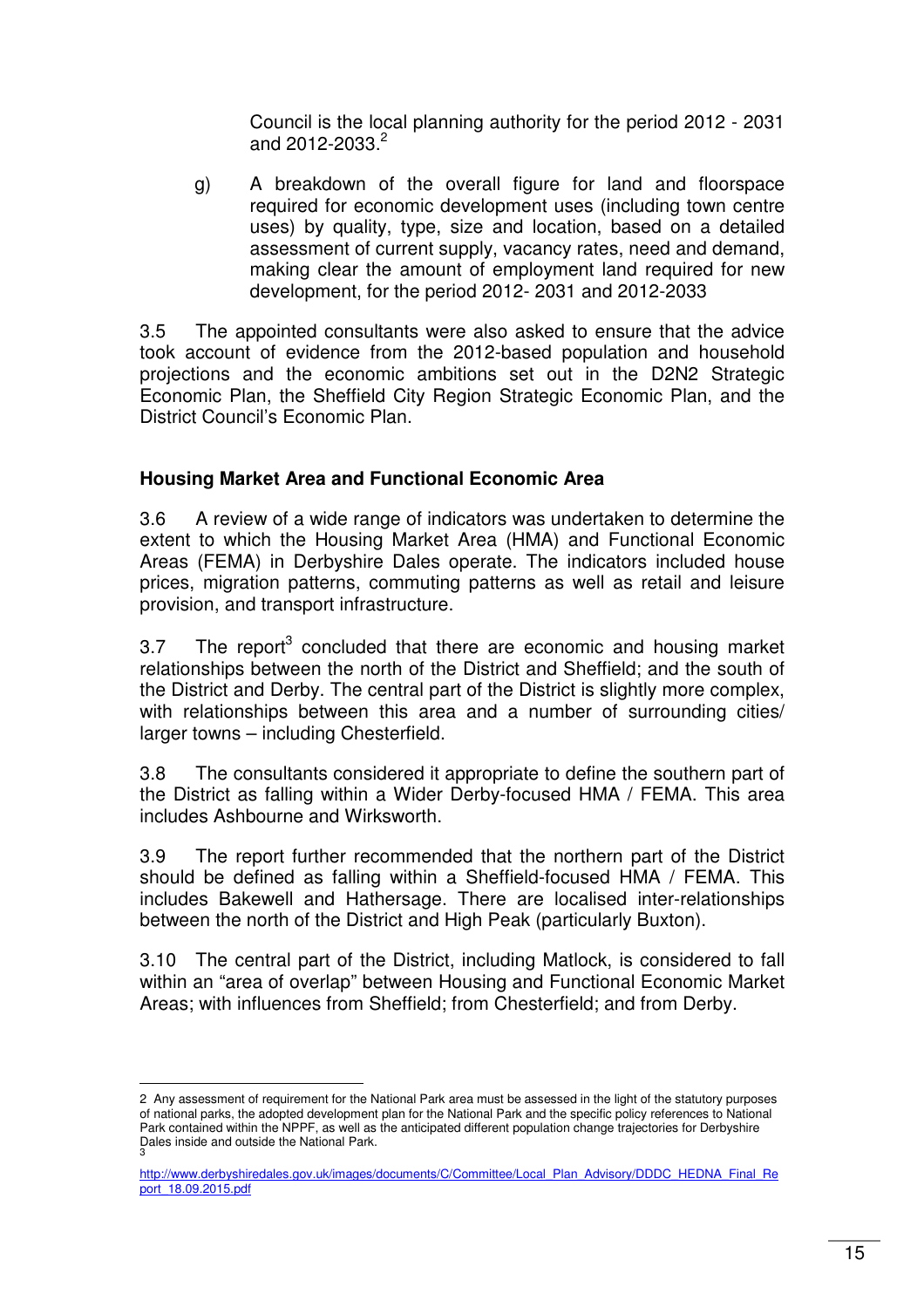Council is the local planning authority for the period 2012 - 2031 and 2012-2033.[2]

g) A breakdown of the overall figure for land and floorspace required for economic development uses (including town centre uses) by quality, type, size and location, based on a detailed assessment of current supply, vacancy rates, need and demand, making clear the amount of employment land required for new development, for the period 2012- 2031 and 2012-2033

3.5 The appointed consultants were also asked to ensure that the advice took account of evidence from the 2012-based population and household projections and the economic ambitions set out in the D2N2 Strategic Economic Plan, the Sheffield City Region Strategic Economic Plan, and the District Council's Economic Plan.

**Housing Market Area and Functional Economic Area**

3.6 A review of a wide range of indicators was undertaken to determine the extent to which the Housing Market Area (HMA) and Functional Economic Areas (FEMA) in Derbyshire Dales operate. The indicators included house prices, migration patterns, commuting patterns as well as retail and leisure provision, and transport infrastructure.

3.7 The report[3] concluded that there are economic and housing market relationships between the north of the District and Sheffield; and the south of the District and Derby. The central part of the District is slightly more complex, with relationships between this area and a number of surrounding cities/ larger towns – including Chesterfield.

3.8 The consultants considered it appropriate to define the southern part of the District as falling within a Wider Derby-focused HMA / FEMA. This area includes Ashbourne and Wirksworth.

3.9 The report further recommended that the northern part of the District should be defined as falling within a Sheffield-focused HMA / FEMA. This includes Bakewell and Hathersage. There are localised inter-relationships between the north of the District and High Peak (particularly Buxton).

3.10 The central part of the District, including Matlock, is considered to fall within an "area of overlap" between Housing and Functional Economic Market Areas; with influences from Sheffield; from Chesterfield; and from Derby.

---

2 Any assessment of requirement for the National Park area must be assessed in the light of the statutory purposes of national parks, the adopted development plan for the National Park and the specific policy references to National Park contained within the NPPF, as well as the anticipated different population change trajectories for Derbyshire Dales inside and outside the National Park.

3 http://www.derbyshiredales.gov.uk/images/documents/C/Committee/Local_Plan_Advisory/DDDC_HEDNA_Final_Report_18.09.2015.pdf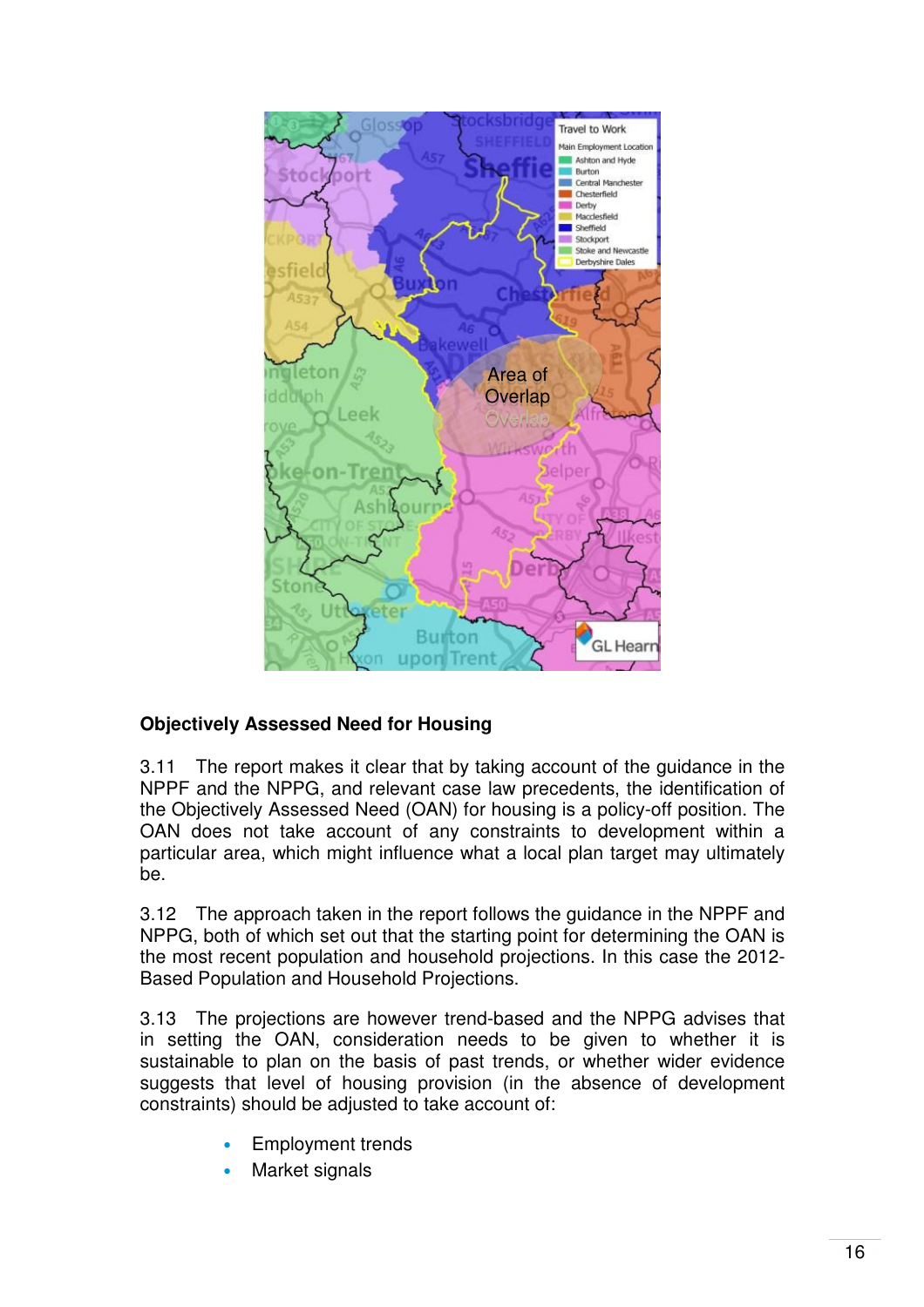**Objectively Assessed Need for Housing**

3.11 The report makes it clear that by taking account of the guidance in the NPPF and the NPPG, and relevant case law precedents, the identification of the Objectively Assessed Need (OAN) for housing is a policy-off position. The OAN does not take account of any constraints to development within a particular area, which might influence what a local plan target may ultimately be.

3.12 The approach taken in the report follows the guidance in the NPPF and NPPG, both of which set out that the starting point for determining the OAN is the most recent population and household projections. In this case the 2012-Based Population and Household Projections.

3.13 The projections are however trend-based and the NPPG advises that in setting the OAN, consideration needs to be given to whether it is sustainable to plan on the basis of past trends, or whether wider evidence suggests that level of housing provision (in the absence of development constraints) should be adjusted to take account of:

- Employment trends
- Market signals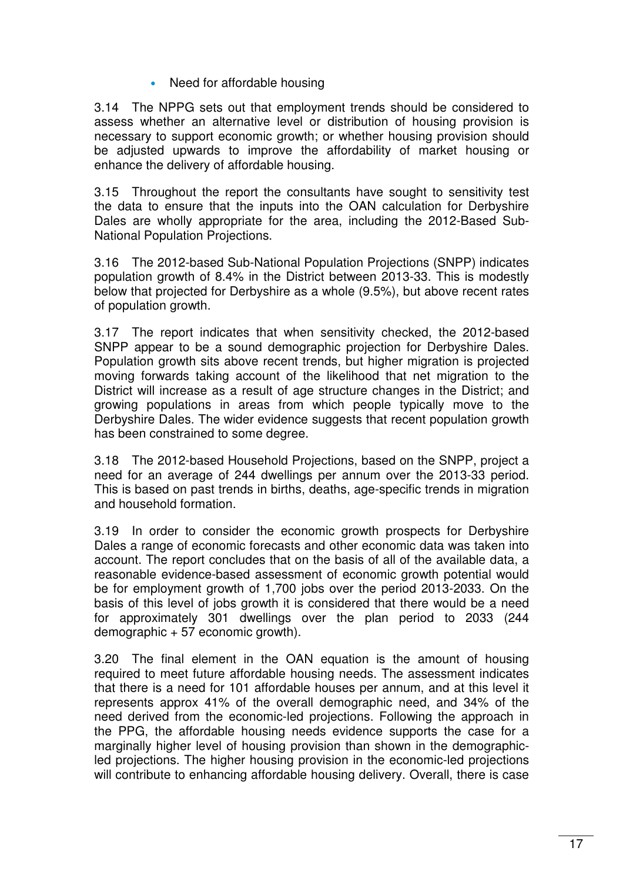- Need for affordable housing

3.14 The NPPG sets out that employment trends should be considered to assess whether an alternative level or distribution of housing provision is necessary to support economic growth; or whether housing provision should be adjusted upwards to improve the affordability of market housing or enhance the delivery of affordable housing.

3.15 Throughout the report the consultants have sought to sensitivity test the data to ensure that the inputs into the OAN calculation for Derbyshire Dales are wholly appropriate for the area, including the 2012-Based Sub-National Population Projections.

3.16 The 2012-based Sub-National Population Projections (SNPP) indicates population growth of 8.4% in the District between 2013-33. This is modestly below that projected for Derbyshire as a whole (9.5%), but above recent rates of population growth.

3.17 The report indicates that when sensitivity checked, the 2012-based SNPP appear to be a sound demographic projection for Derbyshire Dales. Population growth sits above recent trends, but higher migration is projected moving forwards taking account of the likelihood that net migration to the District will increase as a result of age structure changes in the District; and growing populations in areas from which people typically move to the Derbyshire Dales. The wider evidence suggests that recent population growth has been constrained to some degree.

3.18 The 2012-based Household Projections, based on the SNPP, project a need for an average of 244 dwellings per annum over the 2013-33 period. This is based on past trends in births, deaths, age-specific trends in migration and household formation.

3.19 In order to consider the economic growth prospects for Derbyshire Dales a range of economic forecasts and other economic data was taken into account. The report concludes that on the basis of all of the available data, a reasonable evidence-based assessment of economic growth potential would be for employment growth of 1,700 jobs over the period 2013-2033. On the basis of this level of jobs growth it is considered that there would be a need for approximately 301 dwellings over the plan period to 2033 (244 demographic + 57 economic growth).

3.20 The final element in the OAN equation is the amount of housing required to meet future affordable housing needs. The assessment indicates that there is a need for 101 affordable houses per annum, and at this level it represents approx 41% of the overall demographic need, and 34% of the need derived from the economic-led projections. Following the approach in the PPG, the affordable housing needs evidence supports the case for a marginally higher level of housing provision than shown in the demographic-led projections. The higher housing provision in the economic-led projections will contribute to enhancing affordable housing delivery. Overall, there is case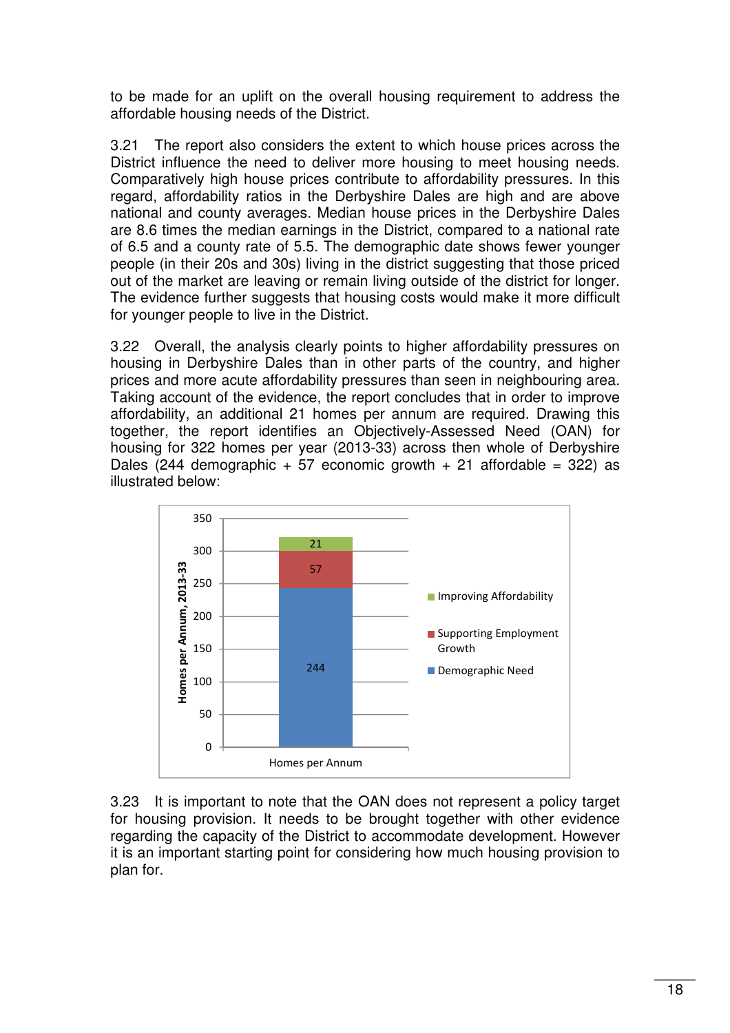to be made for an uplift on the overall housing requirement to address the affordable housing needs of the District.

3.21 The report also considers the extent to which house prices across the District influence the need to deliver more housing to meet housing needs. Comparatively high house prices contribute to affordability pressures. In this regard, affordability ratios in the Derbyshire Dales are high and are above national and county averages. Median house prices in the Derbyshire Dales are 8.6 times the median earnings in the District, compared to a national rate of 6.5 and a county rate of 5.5. The demographic date shows fewer younger people (in their 20s and 30s) living in the district suggesting that those priced out of the market are leaving or remain living outside of the district for longer. The evidence further suggests that housing costs would make it more difficult for younger people to live in the District.

3.22 Overall, the analysis clearly points to higher affordability pressures on housing in Derbyshire Dales than in other parts of the country, and higher prices and more acute affordability pressures than seen in neighbouring area. Taking account of the evidence, the report concludes that in order to improve affordability, an additional 21 homes per annum are required. Drawing this together, the report identifies an Objectively-Assessed Need (OAN) for housing for 322 homes per year (2013-33) across then whole of Derbyshire Dales (244 demographic + 57 economic growth + 21 affordable = 322) as illustrated below:

| Homes per Annum, 2013-33 | Homes per Annum |
|---|---|
| Demographic Need | 244 |
| Supporting Employment Growth | 57 |
| Improving Affordability | 21 |

3.23 It is important to note that the OAN does not represent a policy target for housing provision. It needs to be brought together with other evidence regarding the capacity of the District to accommodate development. However it is an important starting point for considering how much housing provision to plan for.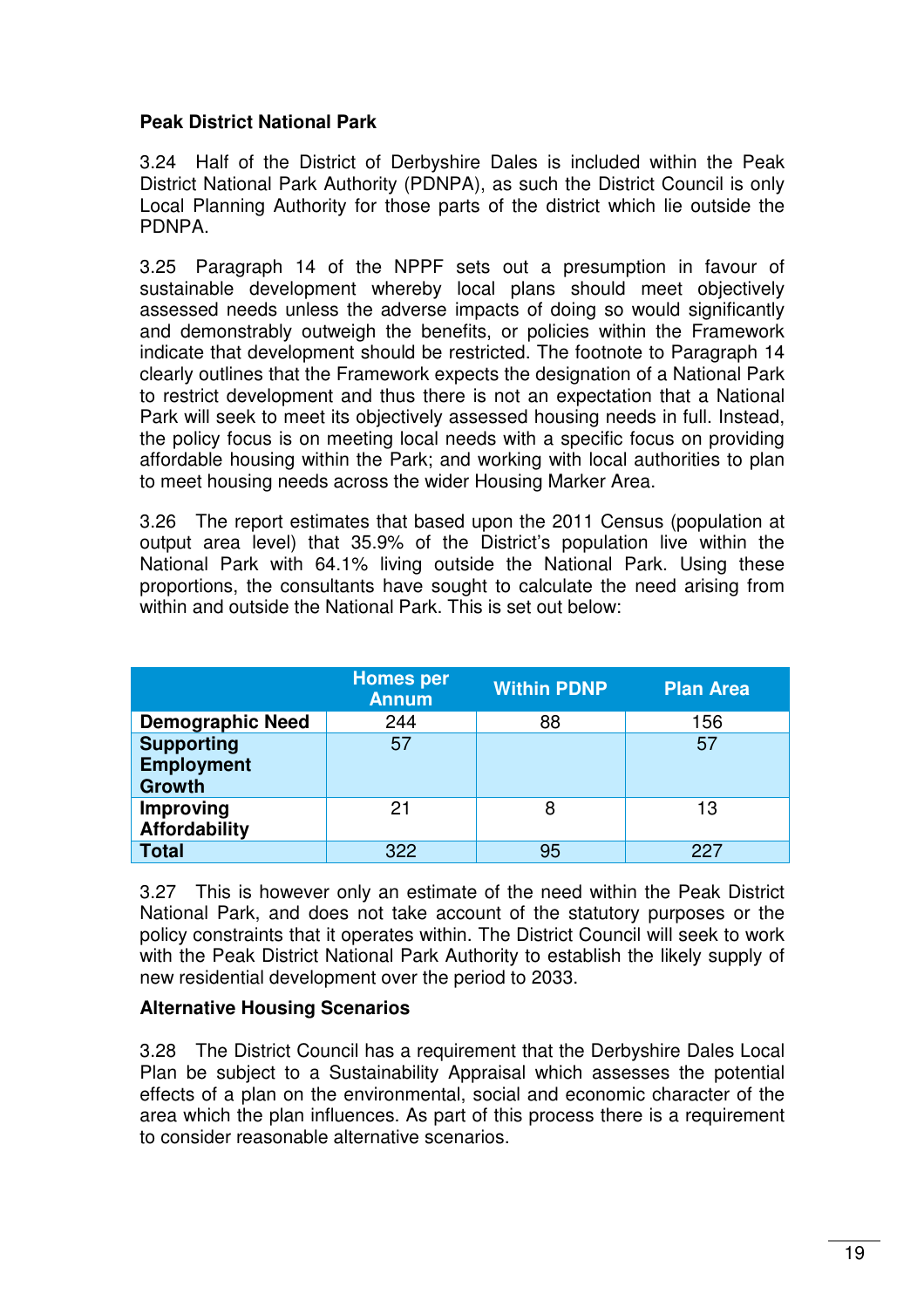**Peak District National Park**

3.24 Half of the District of Derbyshire Dales is included within the Peak District National Park Authority (PDNPA), as such the District Council is only Local Planning Authority for those parts of the district which lie outside the PDNPA.

3.25 Paragraph 14 of the NPPF sets out a presumption in favour of sustainable development whereby local plans should meet objectively assessed needs unless the adverse impacts of doing so would significantly and demonstrably outweigh the benefits, or policies within the Framework indicate that development should be restricted. The footnote to Paragraph 14 clearly outlines that the Framework expects the designation of a National Park to restrict development and thus there is not an expectation that a National Park will seek to meet its objectively assessed housing needs in full. Instead, the policy focus is on meeting local needs with a specific focus on providing affordable housing within the Park; and working with local authorities to plan to meet housing needs across the wider Housing Marker Area.

3.26 The report estimates that based upon the 2011 Census (population at output area level) that 35.9% of the District's population live within the National Park with 64.1% living outside the National Park. Using these proportions, the consultants have sought to calculate the need arising from within and outside the National Park. This is set out below:

| | Homes per Annum | Within PDNP | Plan Area |
|---|---|---|---|
| **Demographic Need** | 244 | 88 | 156 |
| **Supporting Employment Growth** | 57 | | 57 |
| **Improving Affordability** | 21 | 8 | 13 |
| **Total** | 322 | 95 | 227 |

3.27 This is however only an estimate of the need within the Peak District National Park, and does not take account of the statutory purposes or the policy constraints that it operates within. The District Council will seek to work with the Peak District National Park Authority to establish the likely supply of new residential development over the period to 2033.

**Alternative Housing Scenarios**

3.28 The District Council has a requirement that the Derbyshire Dales Local Plan be subject to a Sustainability Appraisal which assesses the potential effects of a plan on the environmental, social and economic character of the area which the plan influences. As part of this process there is a requirement to consider reasonable alternative scenarios.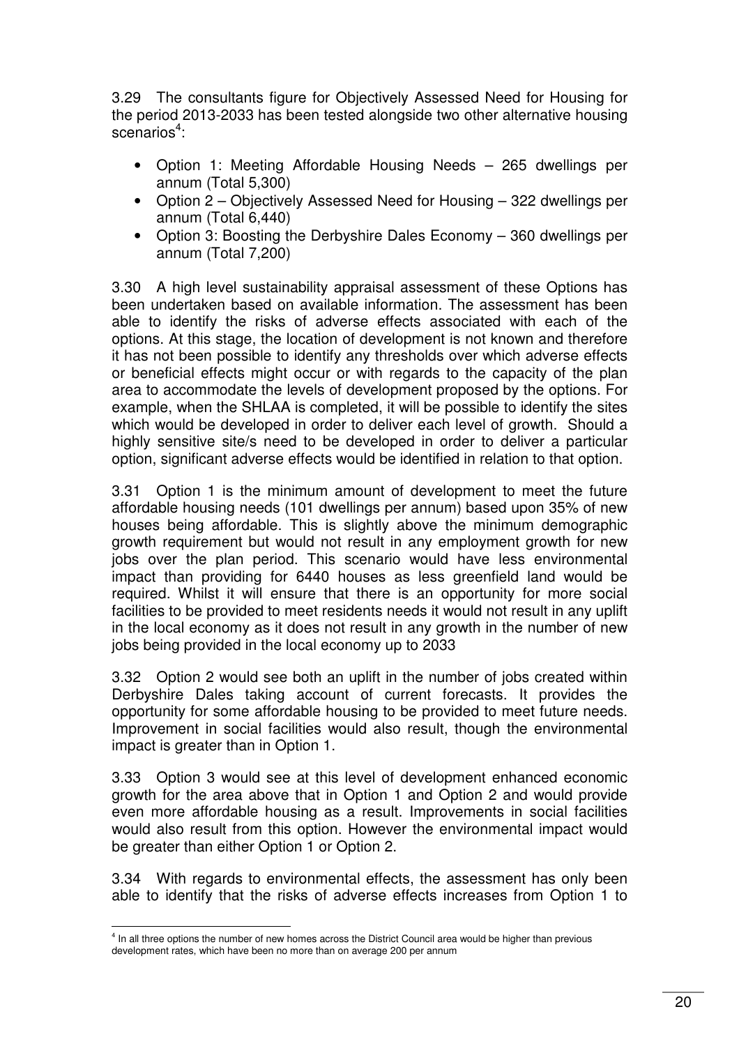3.29 The consultants figure for Objectively Assessed Need for Housing for the period 2013-2033 has been tested alongside two other alternative housing scenarios[4]:

- Option 1: Meeting Affordable Housing Needs – 265 dwellings per annum (Total 5,300)
- Option 2 – Objectively Assessed Need for Housing – 322 dwellings per annum (Total 6,440)
- Option 3: Boosting the Derbyshire Dales Economy – 360 dwellings per annum (Total 7,200)

3.30 A high level sustainability appraisal assessment of these Options has been undertaken based on available information. The assessment has been able to identify the risks of adverse effects associated with each of the options. At this stage, the location of development is not known and therefore it has not been possible to identify any thresholds over which adverse effects or beneficial effects might occur or with regards to the capacity of the plan area to accommodate the levels of development proposed by the options. For example, when the SHLAA is completed, it will be possible to identify the sites which would be developed in order to deliver each level of growth. Should a highly sensitive site/s need to be developed in order to deliver a particular option, significant adverse effects would be identified in relation to that option.

3.31 Option 1 is the minimum amount of development to meet the future affordable housing needs (101 dwellings per annum) based upon 35% of new houses being affordable. This is slightly above the minimum demographic growth requirement but would not result in any employment growth for new jobs over the plan period. This scenario would have less environmental impact than providing for 6440 houses as less greenfield land would be required. Whilst it will ensure that there is an opportunity for more social facilities to be provided to meet residents needs it would not result in any uplift in the local economy as it does not result in any growth in the number of new jobs being provided in the local economy up to 2033

3.32 Option 2 would see both an uplift in the number of jobs created within Derbyshire Dales taking account of current forecasts. It provides the opportunity for some affordable housing to be provided to meet future needs. Improvement in social facilities would also result, though the environmental impact is greater than in Option 1.

3.33 Option 3 would see at this level of development enhanced economic growth for the area above that in Option 1 and Option 2 and would provide even more affordable housing as a result. Improvements in social facilities would also result from this option. However the environmental impact would be greater than either Option 1 or Option 2.

3.34 With regards to environmental effects, the assessment has only been able to identify that the risks of adverse effects increases from Option 1 to

[4] In all three options the number of new homes across the District Council area would be higher than previous development rates, which have been no more than on average 200 per annum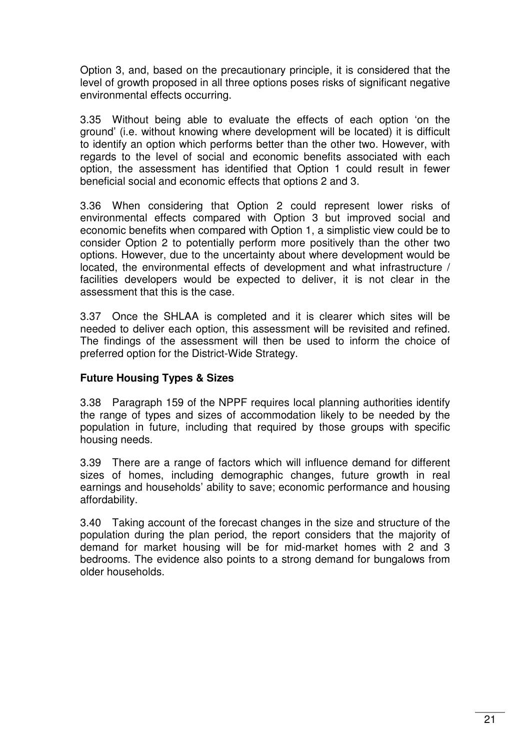Option 3, and, based on the precautionary principle, it is considered that the level of growth proposed in all three options poses risks of significant negative environmental effects occurring.

3.35 Without being able to evaluate the effects of each option 'on the ground' (i.e. without knowing where development will be located) it is difficult to identify an option which performs better than the other two. However, with regards to the level of social and economic benefits associated with each option, the assessment has identified that Option 1 could result in fewer beneficial social and economic effects that options 2 and 3.

3.36 When considering that Option 2 could represent lower risks of environmental effects compared with Option 3 but improved social and economic benefits when compared with Option 1, a simplistic view could be to consider Option 2 to potentially perform more positively than the other two options. However, due to the uncertainty about where development would be located, the environmental effects of development and what infrastructure / facilities developers would be expected to deliver, it is not clear in the assessment that this is the case.

3.37 Once the SHLAA is completed and it is clearer which sites will be needed to deliver each option, this assessment will be revisited and refined. The findings of the assessment will then be used to inform the choice of preferred option for the District-Wide Strategy.

**Future Housing Types & Sizes**

3.38 Paragraph 159 of the NPPF requires local planning authorities identify the range of types and sizes of accommodation likely to be needed by the population in future, including that required by those groups with specific housing needs.

3.39 There are a range of factors which will influence demand for different sizes of homes, including demographic changes, future growth in real earnings and households' ability to save; economic performance and housing affordability.

3.40 Taking account of the forecast changes in the size and structure of the population during the plan period, the report considers that the majority of demand for market housing will be for mid-market homes with 2 and 3 bedrooms. The evidence also points to a strong demand for bungalows from older households.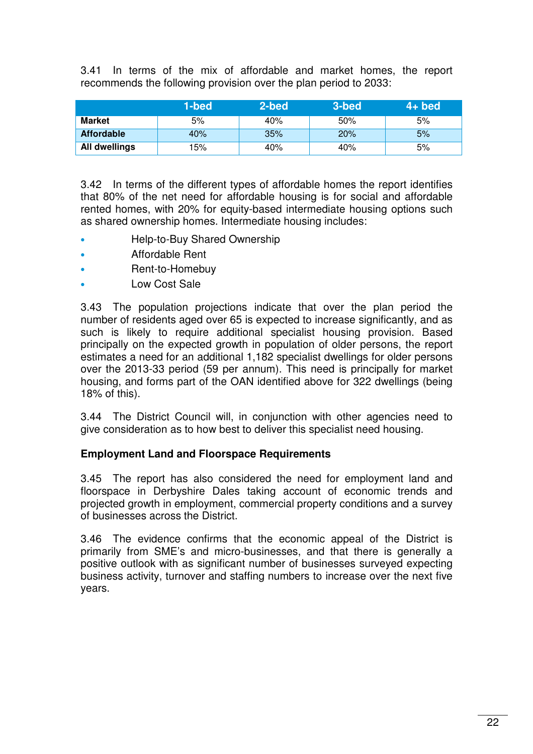3.41 In terms of the mix of affordable and market homes, the report recommends the following provision over the plan period to 2033:

| | 1-bed | 2-bed | 3-bed | 4+ bed |
|---|---|---|---|---|
| **Market** | 5% | 40% | 50% | 5% |
| **Affordable** | 40% | 35% | 20% | 5% |
| **All dwellings** | 15% | 40% | 40% | 5% |

3.42 In terms of the different types of affordable homes the report identifies that 80% of the net need for affordable housing is for social and affordable rented homes, with 20% for equity-based intermediate housing options such as shared ownership homes. Intermediate housing includes:

- Help-to-Buy Shared Ownership
- Affordable Rent
- Rent-to-Homebuy
- Low Cost Sale

3.43 The population projections indicate that over the plan period the number of residents aged over 65 is expected to increase significantly, and as such is likely to require additional specialist housing provision. Based principally on the expected growth in population of older persons, the report estimates a need for an additional 1,182 specialist dwellings for older persons over the 2013-33 period (59 per annum). This need is principally for market housing, and forms part of the OAN identified above for 322 dwellings (being 18% of this).

3.44 The District Council will, in conjunction with other agencies need to give consideration as to how best to deliver this specialist need housing.

**Employment Land and Floorspace Requirements**

3.45 The report has also considered the need for employment land and floorspace in Derbyshire Dales taking account of economic trends and projected growth in employment, commercial property conditions and a survey of businesses across the District.

3.46 The evidence confirms that the economic appeal of the District is primarily from SME's and micro-businesses, and that there is generally a positive outlook with as significant number of businesses surveyed expecting business activity, turnover and staffing numbers to increase over the next five years.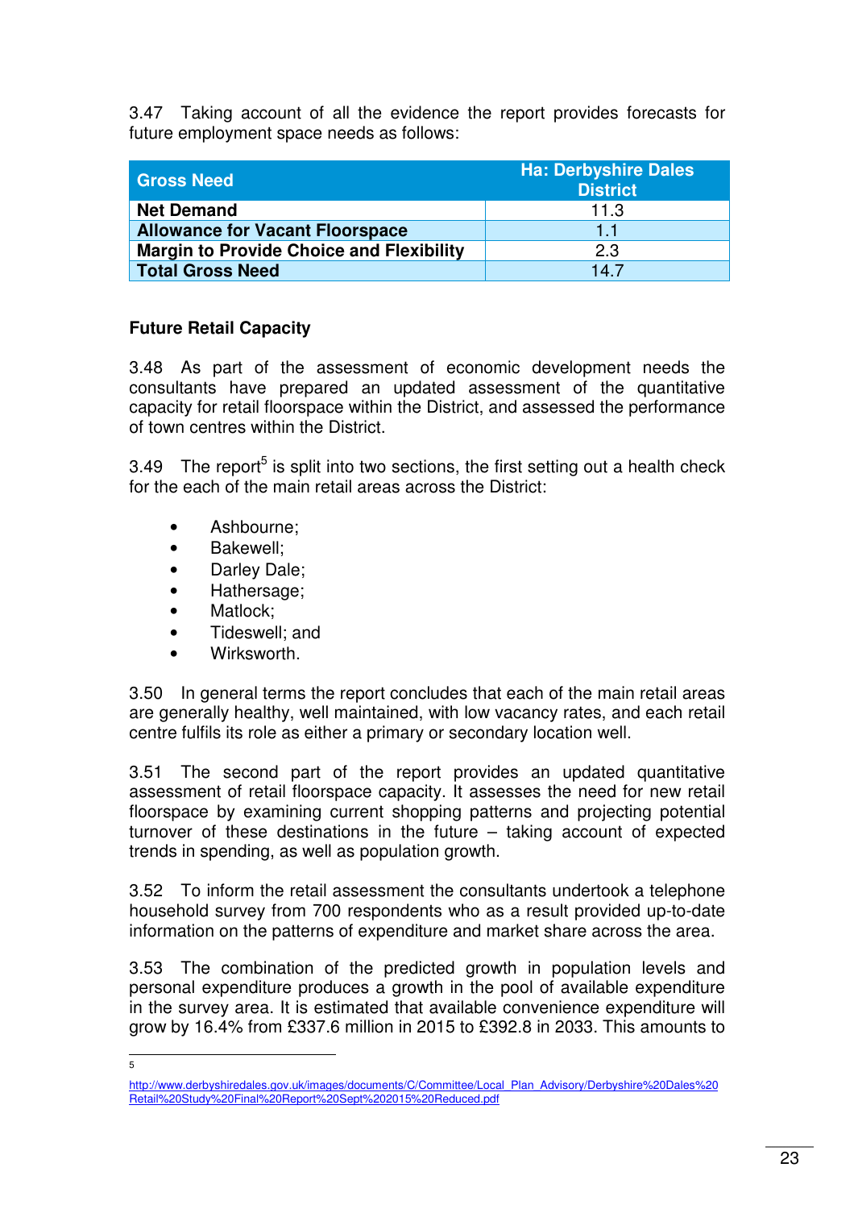3.47 Taking account of all the evidence the report provides forecasts for future employment space needs as follows:

| Gross Need | Ha: Derbyshire Dales District |
|---|---|
| **Net Demand** | 11.3 |
| **Allowance for Vacant Floorspace** | 1.1 |
| **Margin to Provide Choice and Flexibility** | 2.3 |
| **Total Gross Need** | 14.7 |

**Future Retail Capacity**

3.48 As part of the assessment of economic development needs the consultants have prepared an updated assessment of the quantitative capacity for retail floorspace within the District, and assessed the performance of town centres within the District.

3.49 The report[5] is split into two sections, the first setting out a health check for the each of the main retail areas across the District:

- Ashbourne;
- Bakewell;
- Darley Dale;
- Hathersage;
- Matlock;
- Tideswell; and
- Wirksworth.

3.50 In general terms the report concludes that each of the main retail areas are generally healthy, well maintained, with low vacancy rates, and each retail centre fulfils its role as either a primary or secondary location well.

3.51 The second part of the report provides an updated quantitative assessment of retail floorspace capacity. It assesses the need for new retail floorspace by examining current shopping patterns and projecting potential turnover of these destinations in the future – taking account of expected trends in spending, as well as population growth.

3.52 To inform the retail assessment the consultants undertook a telephone household survey from 700 respondents who as a result provided up-to-date information on the patterns of expenditure and market share across the area.

3.53 The combination of the predicted growth in population levels and personal expenditure produces a growth in the pool of available expenditure in the survey area. It is estimated that available convenience expenditure will grow by 16.4% from £337.6 million in 2015 to £392.8 in 2033. This amounts to

---

[5] http://www.derbyshiredales.gov.uk/images/documents/C/Committee/Local_Plan_Advisory/Derbyshire%20Dales%20Retail%20Study%20Final%20Report%20Sept%202015%20Reduced.pdf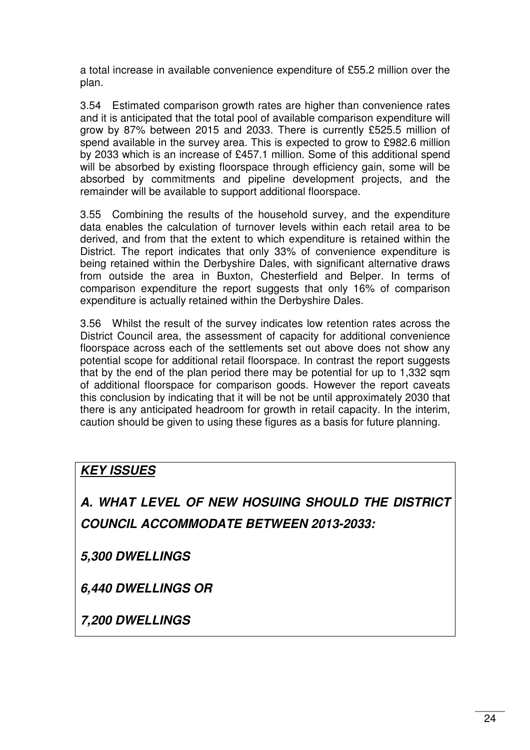a total increase in available convenience expenditure of £55.2 million over the plan.

3.54 Estimated comparison growth rates are higher than convenience rates and it is anticipated that the total pool of available comparison expenditure will grow by 87% between 2015 and 2033. There is currently £525.5 million of spend available in the survey area. This is expected to grow to £982.6 million by 2033 which is an increase of £457.1 million. Some of this additional spend will be absorbed by existing floorspace through efficiency gain, some will be absorbed by commitments and pipeline development projects, and the remainder will be available to support additional floorspace.

3.55 Combining the results of the household survey, and the expenditure data enables the calculation of turnover levels within each retail area to be derived, and from that the extent to which expenditure is retained within the District. The report indicates that only 33% of convenience expenditure is being retained within the Derbyshire Dales, with significant alternative draws from outside the area in Buxton, Chesterfield and Belper. In terms of comparison expenditure the report suggests that only 16% of comparison expenditure is actually retained within the Derbyshire Dales.

3.56 Whilst the result of the survey indicates low retention rates across the District Council area, the assessment of capacity for additional convenience floorspace across each of the settlements set out above does not show any potential scope for additional retail floorspace. In contrast the report suggests that by the end of the plan period there may be potential for up to 1,332 sqm of additional floorspace for comparison goods. However the report caveats this conclusion by indicating that it will be not be until approximately 2030 that there is any anticipated headroom for growth in retail capacity. In the interim, caution should be given to using these figures as a basis for future planning.

***KEY ISSUES***

***A. WHAT LEVEL OF NEW HOSUING SHOULD THE DISTRICT COUNCIL ACCOMMODATE BETWEEN 2013-2033:***

***5,300 DWELLINGS***

***6,440 DWELLINGS OR***

***7,200 DWELLINGS***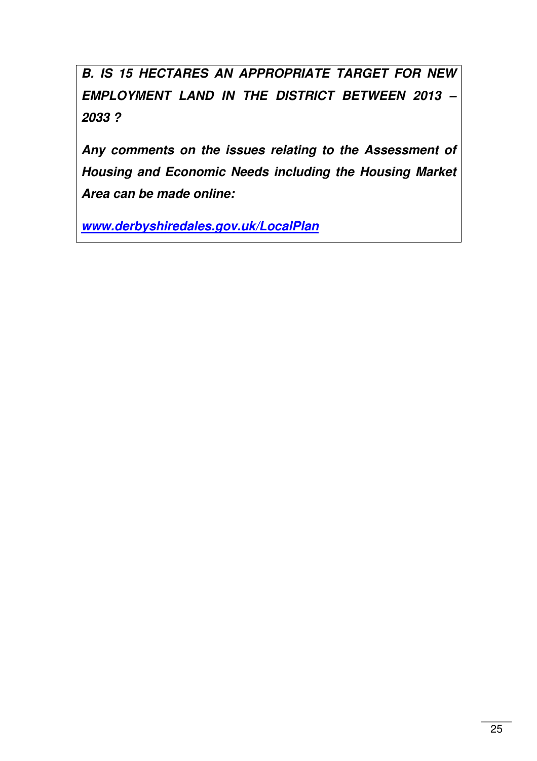***B. IS 15 HECTARES AN APPROPRIATE TARGET FOR NEW EMPLOYMENT LAND IN THE DISTRICT BETWEEN 2013 – 2033 ?***

***Any comments on the issues relating to the Assessment of Housing and Economic Needs including the Housing Market Area can be made online:***

***[www.derbyshiredales.gov.uk/LocalPlan](http://www.derbyshiredales.gov.uk/LocalPlan)***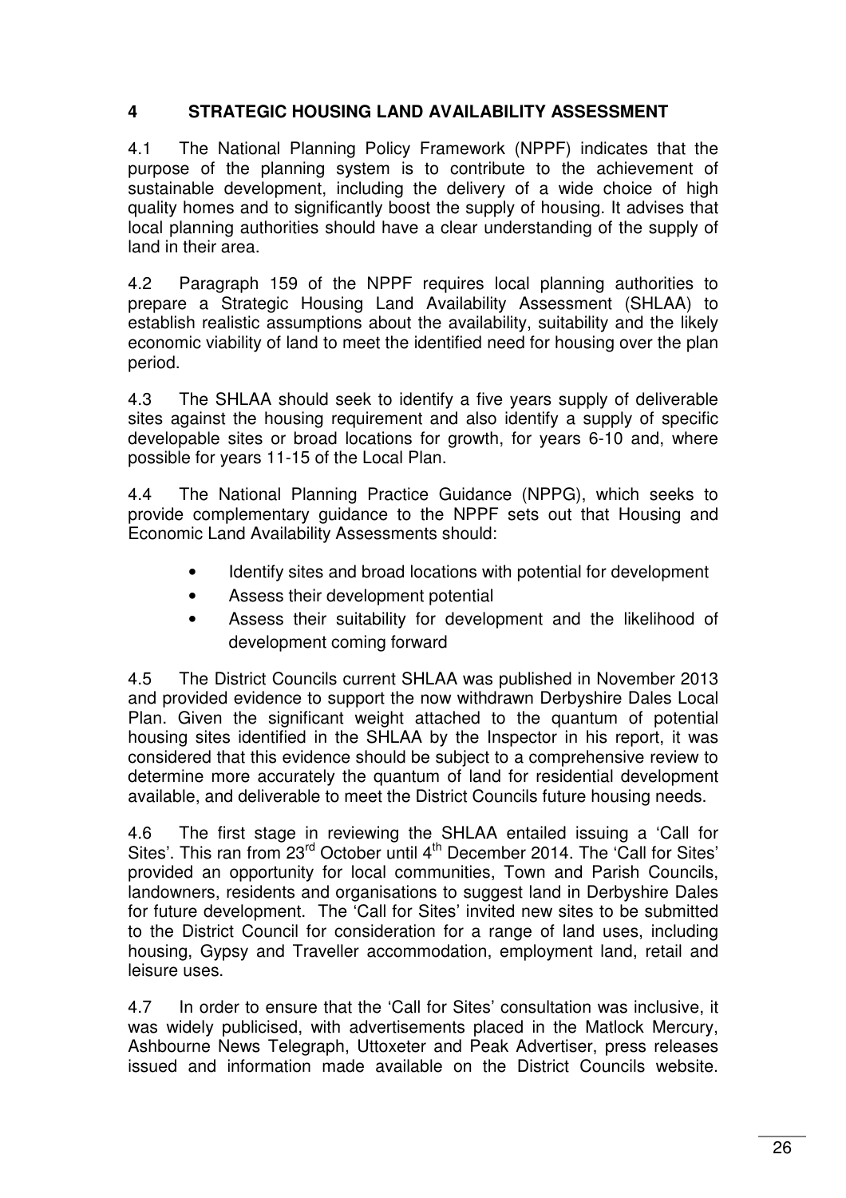## 4 STRATEGIC HOUSING LAND AVAILABILITY ASSESSMENT

4.1 The National Planning Policy Framework (NPPF) indicates that the purpose of the planning system is to contribute to the achievement of sustainable development, including the delivery of a wide choice of high quality homes and to significantly boost the supply of housing. It advises that local planning authorities should have a clear understanding of the supply of land in their area.

4.2 Paragraph 159 of the NPPF requires local planning authorities to prepare a Strategic Housing Land Availability Assessment (SHLAA) to establish realistic assumptions about the availability, suitability and the likely economic viability of land to meet the identified need for housing over the plan period.

4.3 The SHLAA should seek to identify a five years supply of deliverable sites against the housing requirement and also identify a supply of specific developable sites or broad locations for growth, for years 6-10 and, where possible for years 11-15 of the Local Plan.

4.4 The National Planning Practice Guidance (NPPG), which seeks to provide complementary guidance to the NPPF sets out that Housing and Economic Land Availability Assessments should:

- Identify sites and broad locations with potential for development
- Assess their development potential
- Assess their suitability for development and the likelihood of development coming forward

4.5 The District Councils current SHLAA was published in November 2013 and provided evidence to support the now withdrawn Derbyshire Dales Local Plan. Given the significant weight attached to the quantum of potential housing sites identified in the SHLAA by the Inspector in his report, it was considered that this evidence should be subject to a comprehensive review to determine more accurately the quantum of land for residential development available, and deliverable to meet the District Councils future housing needs.

4.6 The first stage in reviewing the SHLAA entailed issuing a 'Call for Sites'. This ran from 23rd October until 4th December 2014. The 'Call for Sites' provided an opportunity for local communities, Town and Parish Councils, landowners, residents and organisations to suggest land in Derbyshire Dales for future development. The 'Call for Sites' invited new sites to be submitted to the District Council for consideration for a range of land uses, including housing, Gypsy and Traveller accommodation, employment land, retail and leisure uses.

4.7 In order to ensure that the 'Call for Sites' consultation was inclusive, it was widely publicised, with advertisements placed in the Matlock Mercury, Ashbourne News Telegraph, Uttoxeter and Peak Advertiser, press releases issued and information made available on the District Councils website.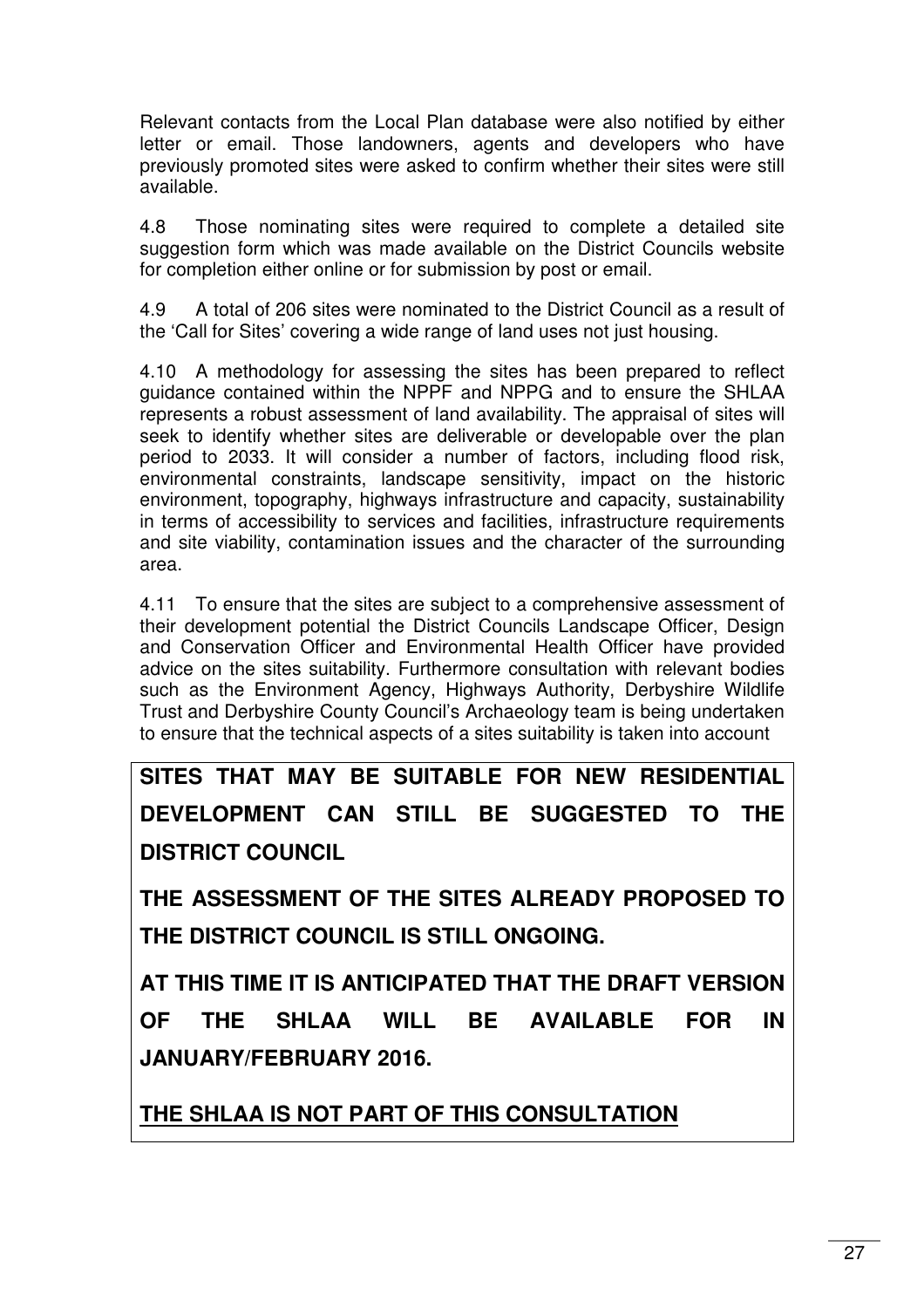Relevant contacts from the Local Plan database were also notified by either letter or email. Those landowners, agents and developers who have previously promoted sites were asked to confirm whether their sites were still available.

4.8 Those nominating sites were required to complete a detailed site suggestion form which was made available on the District Councils website for completion either online or for submission by post or email.

4.9 A total of 206 sites were nominated to the District Council as a result of the 'Call for Sites' covering a wide range of land uses not just housing.

4.10 A methodology for assessing the sites has been prepared to reflect guidance contained within the NPPF and NPPG and to ensure the SHLAA represents a robust assessment of land availability. The appraisal of sites will seek to identify whether sites are deliverable or developable over the plan period to 2033. It will consider a number of factors, including flood risk, environmental constraints, landscape sensitivity, impact on the historic environment, topography, highways infrastructure and capacity, sustainability in terms of accessibility to services and facilities, infrastructure requirements and site viability, contamination issues and the character of the surrounding area.

4.11 To ensure that the sites are subject to a comprehensive assessment of their development potential the District Councils Landscape Officer, Design and Conservation Officer and Environmental Health Officer have provided advice on the sites suitability. Furthermore consultation with relevant bodies such as the Environment Agency, Highways Authority, Derbyshire Wildlife Trust and Derbyshire County Council's Archaeology team is being undertaken to ensure that the technical aspects of a sites suitability is taken into account

**SITES THAT MAY BE SUITABLE FOR NEW RESIDENTIAL DEVELOPMENT CAN STILL BE SUGGESTED TO THE DISTRICT COUNCIL**

**THE ASSESSMENT OF THE SITES ALREADY PROPOSED TO THE DISTRICT COUNCIL IS STILL ONGOING.**

**AT THIS TIME IT IS ANTICIPATED THAT THE DRAFT VERSION OF THE SHLAA WILL BE AVAILABLE FOR IN JANUARY/FEBRUARY 2016.**

**<u>THE SHLAA IS NOT PART OF THIS CONSULTATION</u>**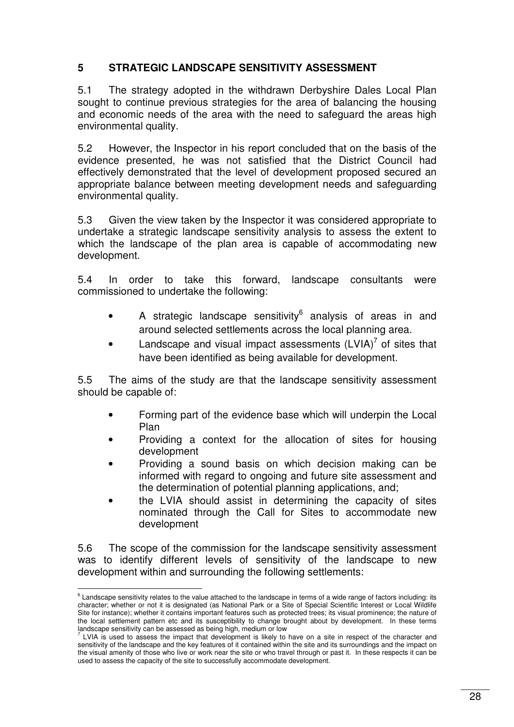## 5 STRATEGIC LANDSCAPE SENSITIVITY ASSESSMENT

5.1 The strategy adopted in the withdrawn Derbyshire Dales Local Plan sought to continue previous strategies for the area of balancing the housing and economic needs of the area with the need to safeguard the areas high environmental quality.

5.2 However, the Inspector in his report concluded that on the basis of the evidence presented, he was not satisfied that the District Council had effectively demonstrated that the level of development proposed secured an appropriate balance between meeting development needs and safeguarding environmental quality.

5.3 Given the view taken by the Inspector it was considered appropriate to undertake a strategic landscape sensitivity analysis to assess the extent to which the landscape of the plan area is capable of accommodating new development.

5.4 In order to take this forward, landscape consultants were commissioned to undertake the following:

- A strategic landscape sensitivity[6] analysis of areas in and around selected settlements across the local planning area.
- Landscape and visual impact assessments (LVIA)[7] of sites that have been identified as being available for development.

5.5 The aims of the study are that the landscape sensitivity assessment should be capable of:

- Forming part of the evidence base which will underpin the Local Plan
- Providing a context for the allocation of sites for housing development
- Providing a sound basis on which decision making can be informed with regard to ongoing and future site assessment and the determination of potential planning applications, and;
- the LVIA should assist in determining the capacity of sites nominated through the Call for Sites to accommodate new development

5.6 The scope of the commission for the landscape sensitivity assessment was to identify different levels of sensitivity of the landscape to new development within and surrounding the following settlements:

---

[6] Landscape sensitivity relates to the value attached to the landscape in terms of a wide range of factors including: its character; whether or not it is designated (as National Park or a Site of Special Scientific Interest or Local Wildlife Site for instance); whether it contains important features such as protected trees; its visual prominence; the nature of the local settlement pattern etc and its susceptibility to change brought about by development. In these terms landscape sensitivity can be assessed as being high, medium or low

[7] LVIA is used to assess the impact that development is likely to have on a site in respect of the character and sensitivity of the landscape and the key features of it contained within the site and its surroundings and the impact on the visual amenity of those who live or work near the site or who travel through or past it. In these respects it can be used to assess the capacity of the site to successfully accommodate development.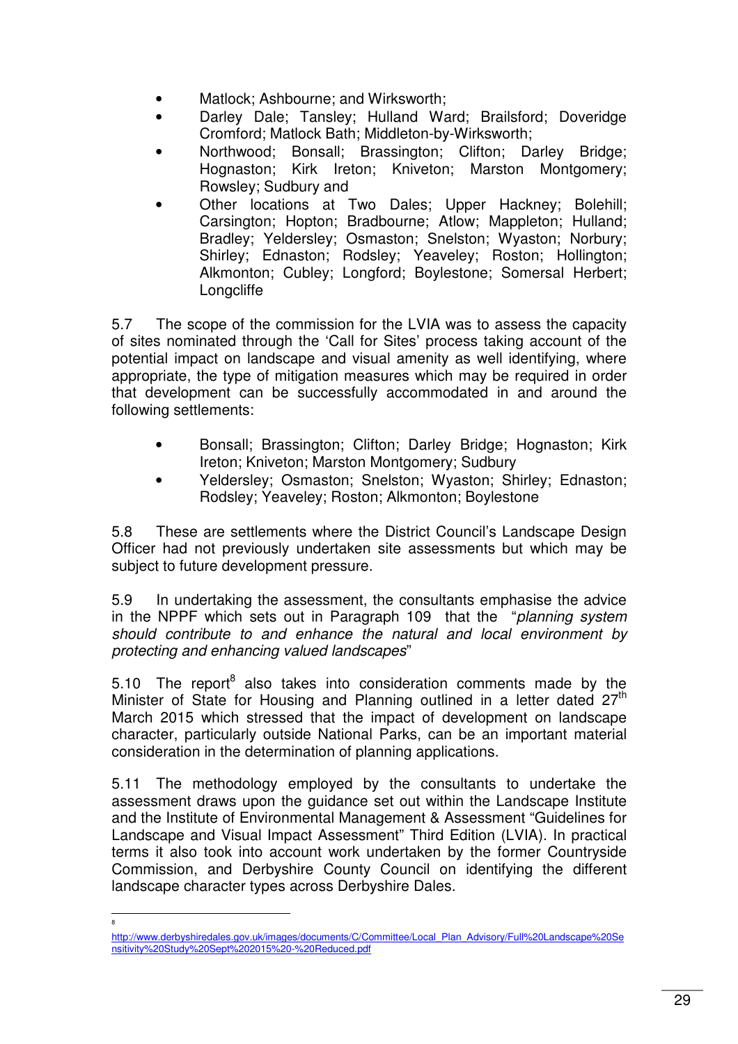- Matlock; Ashbourne; and Wirksworth;
- Darley Dale; Tansley; Hulland Ward; Brailsford; Doveridge Cromford; Matlock Bath; Middleton-by-Wirksworth;
- Northwood; Bonsall; Brassington; Clifton; Darley Bridge; Hognaston; Kirk Ireton; Kniveton; Marston Montgomery; Rowsley; Sudbury and
- Other locations at Two Dales; Upper Hackney; Bolehill; Carsington; Hopton; Bradbourne; Atlow; Mappleton; Hulland; Bradley; Yeldersley; Osmaston; Snelston; Wyaston; Norbury; Shirley; Ednaston; Rodsley; Yeaveley; Roston; Hollington; Alkmonton; Cubley; Longford; Boylestone; Somersal Herbert; Longcliffe

5.7 The scope of the commission for the LVIA was to assess the capacity of sites nominated through the 'Call for Sites' process taking account of the potential impact on landscape and visual amenity as well identifying, where appropriate, the type of mitigation measures which may be required in order that development can be successfully accommodated in and around the following settlements:

- Bonsall; Brassington; Clifton; Darley Bridge; Hognaston; Kirk Ireton; Kniveton; Marston Montgomery; Sudbury
- Yeldersley; Osmaston; Snelston; Wyaston; Shirley; Ednaston; Rodsley; Yeaveley; Roston; Alkmonton; Boylestone

5.8 These are settlements where the District Council's Landscape Design Officer had not previously undertaken site assessments but which may be subject to future development pressure.

5.9 In undertaking the assessment, the consultants emphasise the advice in the NPPF which sets out in Paragraph 109 that the "*planning system should contribute to and enhance the natural and local environment by protecting and enhancing valued landscapes*"

5.10 The report[8] also takes into consideration comments made by the Minister of State for Housing and Planning outlined in a letter dated 27th March 2015 which stressed that the impact of development on landscape character, particularly outside National Parks, can be an important material consideration in the determination of planning applications.

5.11 The methodology employed by the consultants to undertake the assessment draws upon the guidance set out within the Landscape Institute and the Institute of Environmental Management & Assessment "Guidelines for Landscape and Visual Impact Assessment" Third Edition (LVIA). In practical terms it also took into account work undertaken by the former Countryside Commission, and Derbyshire County Council on identifying the different landscape character types across Derbyshire Dales.

---

[8] http://www.derbyshiredales.gov.uk/images/documents/C/Committee/Local_Plan_Advisory/Full%20Landscape%20Sensitivity%20Study%20Sept%202015%20-%20Reduced.pdf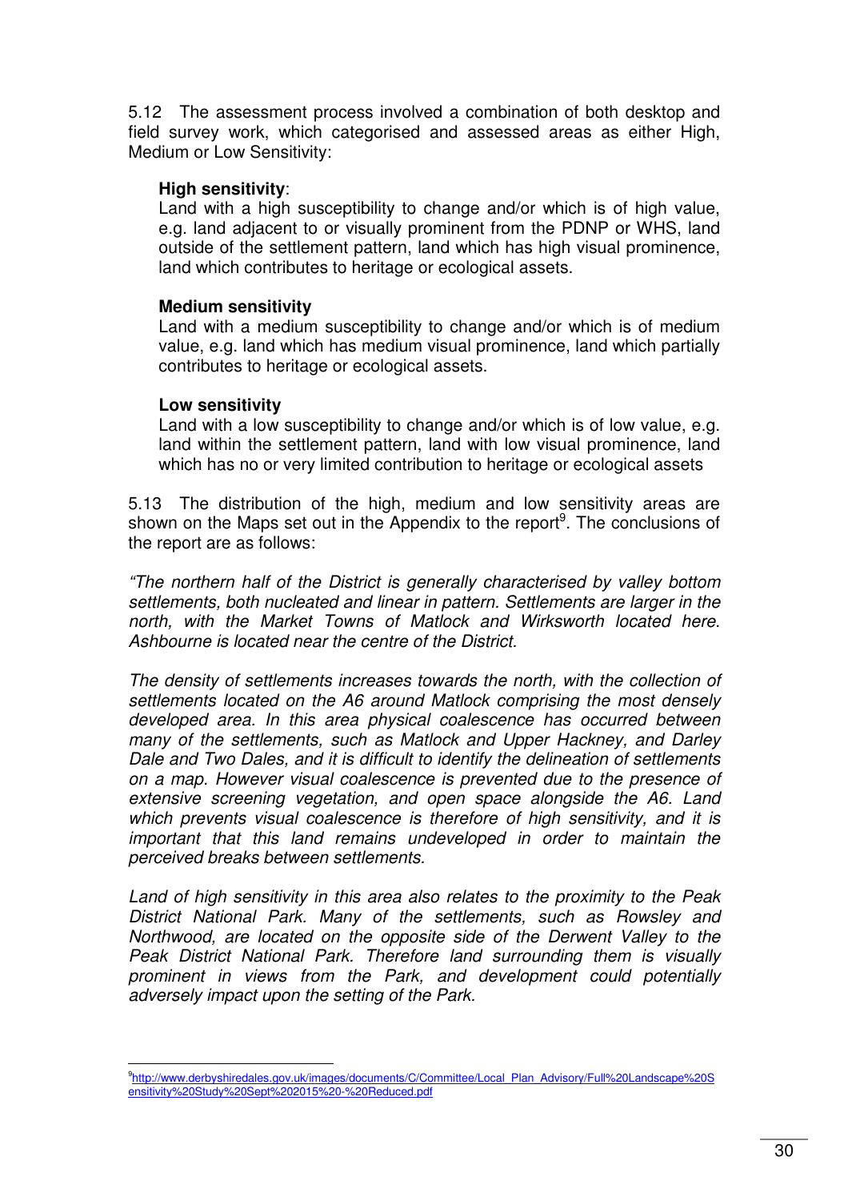5.12 The assessment process involved a combination of both desktop and field survey work, which categorised and assessed areas as either High, Medium or Low Sensitivity:

**High sensitivity**:
Land with a high susceptibility to change and/or which is of high value, e.g. land adjacent to or visually prominent from the PDNP or WHS, land outside of the settlement pattern, land which has high visual prominence, land which contributes to heritage or ecological assets.

**Medium sensitivity**
Land with a medium susceptibility to change and/or which is of medium value, e.g. land which has medium visual prominence, land which partially contributes to heritage or ecological assets.

**Low sensitivity**
Land with a low susceptibility to change and/or which is of low value, e.g. land within the settlement pattern, land with low visual prominence, land which has no or very limited contribution to heritage or ecological assets

5.13 The distribution of the high, medium and low sensitivity areas are shown on the Maps set out in the Appendix to the report[9]. The conclusions of the report are as follows:

*"The northern half of the District is generally characterised by valley bottom settlements, both nucleated and linear in pattern. Settlements are larger in the north, with the Market Towns of Matlock and Wirksworth located here. Ashbourne is located near the centre of the District.*

*The density of settlements increases towards the north, with the collection of settlements located on the A6 around Matlock comprising the most densely developed area. In this area physical coalescence has occurred between many of the settlements, such as Matlock and Upper Hackney, and Darley Dale and Two Dales, and it is difficult to identify the delineation of settlements on a map. However visual coalescence is prevented due to the presence of extensive screening vegetation, and open space alongside the A6. Land which prevents visual coalescence is therefore of high sensitivity, and it is important that this land remains undeveloped in order to maintain the perceived breaks between settlements.*

*Land of high sensitivity in this area also relates to the proximity to the Peak District National Park. Many of the settlements, such as Rowsley and Northwood, are located on the opposite side of the Derwent Valley to the Peak District National Park. Therefore land surrounding them is visually prominent in views from the Park, and development could potentially adversely impact upon the setting of the Park.*

---

[9] http://www.derbyshiredales.gov.uk/images/documents/C/Committee/Local_Plan_Advisory/Full%20Landscape%20Sensitivity%20Study%20Sept%202015%20-%20Reduced.pdf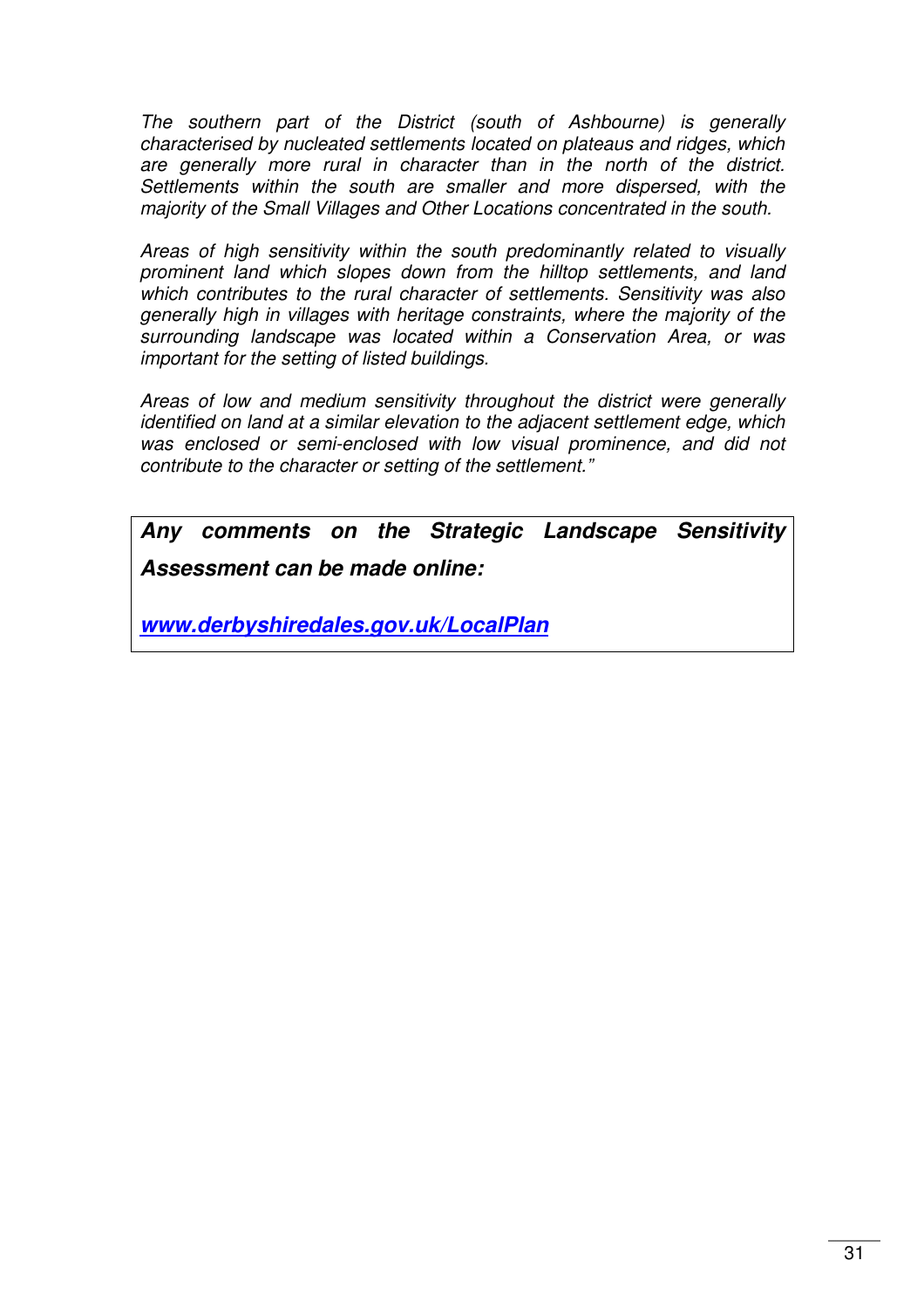*The southern part of the District (south of Ashbourne) is generally characterised by nucleated settlements located on plateaus and ridges, which are generally more rural in character than in the north of the district. Settlements within the south are smaller and more dispersed, with the majority of the Small Villages and Other Locations concentrated in the south.*

*Areas of high sensitivity within the south predominantly related to visually prominent land which slopes down from the hilltop settlements, and land which contributes to the rural character of settlements. Sensitivity was also generally high in villages with heritage constraints, where the majority of the surrounding landscape was located within a Conservation Area, or was important for the setting of listed buildings.*

*Areas of low and medium sensitivity throughout the district were generally identified on land at a similar elevation to the adjacent settlement edge, which was enclosed or semi-enclosed with low visual prominence, and did not contribute to the character or setting of the settlement."*

> ***Any comments on the Strategic Landscape Sensitivity Assessment can be made online:***
>
> ***www.derbyshiredales.gov.uk/LocalPlan***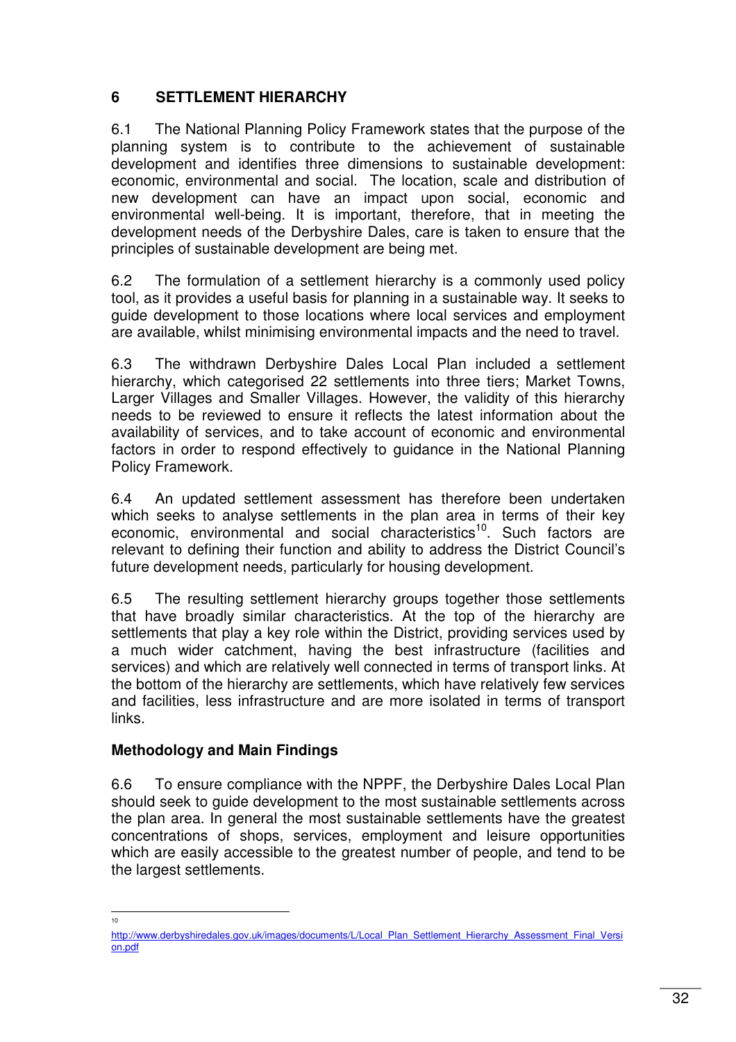## 6 SETTLEMENT HIERARCHY

6.1 The National Planning Policy Framework states that the purpose of the planning system is to contribute to the achievement of sustainable development and identifies three dimensions to sustainable development: economic, environmental and social. The location, scale and distribution of new development can have an impact upon social, economic and environmental well-being. It is important, therefore, that in meeting the development needs of the Derbyshire Dales, care is taken to ensure that the principles of sustainable development are being met.

6.2 The formulation of a settlement hierarchy is a commonly used policy tool, as it provides a useful basis for planning in a sustainable way. It seeks to guide development to those locations where local services and employment are available, whilst minimising environmental impacts and the need to travel.

6.3 The withdrawn Derbyshire Dales Local Plan included a settlement hierarchy, which categorised 22 settlements into three tiers; Market Towns, Larger Villages and Smaller Villages. However, the validity of this hierarchy needs to be reviewed to ensure it reflects the latest information about the availability of services, and to take account of economic and environmental factors in order to respond effectively to guidance in the National Planning Policy Framework.

6.4 An updated settlement assessment has therefore been undertaken which seeks to analyse settlements in the plan area in terms of their key economic, environmental and social characteristics[10]. Such factors are relevant to defining their function and ability to address the District Council's future development needs, particularly for housing development.

6.5 The resulting settlement hierarchy groups together those settlements that have broadly similar characteristics. At the top of the hierarchy are settlements that play a key role within the District, providing services used by a much wider catchment, having the best infrastructure (facilities and services) and which are relatively well connected in terms of transport links. At the bottom of the hierarchy are settlements, which have relatively few services and facilities, less infrastructure and are more isolated in terms of transport links.

### Methodology and Main Findings

6.6 To ensure compliance with the NPPF, the Derbyshire Dales Local Plan should seek to guide development to the most sustainable settlements across the plan area. In general the most sustainable settlements have the greatest concentrations of shops, services, employment and leisure opportunities which are easily accessible to the greatest number of people, and tend to be the largest settlements.

---

[10] http://www.derbyshiredales.gov.uk/images/documents/L/Local_Plan_Settlement_Hierarchy_Assessment_Final_Version.pdf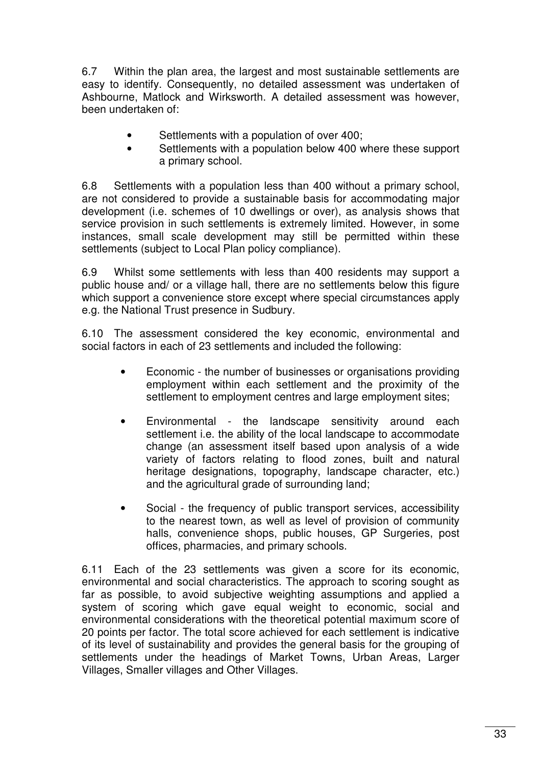6.7 Within the plan area, the largest and most sustainable settlements are easy to identify. Consequently, no detailed assessment was undertaken of Ashbourne, Matlock and Wirksworth. A detailed assessment was however, been undertaken of:

- Settlements with a population of over 400;
- Settlements with a population below 400 where these support a primary school.

6.8 Settlements with a population less than 400 without a primary school, are not considered to provide a sustainable basis for accommodating major development (i.e. schemes of 10 dwellings or over), as analysis shows that service provision in such settlements is extremely limited. However, in some instances, small scale development may still be permitted within these settlements (subject to Local Plan policy compliance).

6.9 Whilst some settlements with less than 400 residents may support a public house and/ or a village hall, there are no settlements below this figure which support a convenience store except where special circumstances apply e.g. the National Trust presence in Sudbury.

6.10 The assessment considered the key economic, environmental and social factors in each of 23 settlements and included the following:

- Economic - the number of businesses or organisations providing employment within each settlement and the proximity of the settlement to employment centres and large employment sites;
- Environmental - the landscape sensitivity around each settlement i.e. the ability of the local landscape to accommodate change (an assessment itself based upon analysis of a wide variety of factors relating to flood zones, built and natural heritage designations, topography, landscape character, etc.) and the agricultural grade of surrounding land;
- Social - the frequency of public transport services, accessibility to the nearest town, as well as level of provision of community halls, convenience shops, public houses, GP Surgeries, post offices, pharmacies, and primary schools.

6.11 Each of the 23 settlements was given a score for its economic, environmental and social characteristics. The approach to scoring sought as far as possible, to avoid subjective weighting assumptions and applied a system of scoring which gave equal weight to economic, social and environmental considerations with the theoretical potential maximum score of 20 points per factor. The total score achieved for each settlement is indicative of its level of sustainability and provides the general basis for the grouping of settlements under the headings of Market Towns, Urban Areas, Larger Villages, Smaller villages and Other Villages.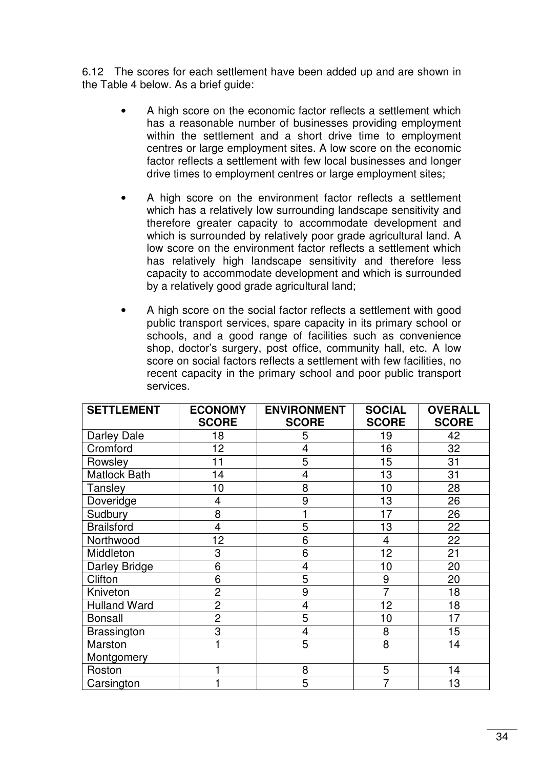6.12 The scores for each settlement have been added up and are shown in the Table 4 below. As a brief guide:

- A high score on the economic factor reflects a settlement which has a reasonable number of businesses providing employment within the settlement and a short drive time to employment centres or large employment sites. A low score on the economic factor reflects a settlement with few local businesses and longer drive times to employment centres or large employment sites;

- A high score on the environment factor reflects a settlement which has a relatively low surrounding landscape sensitivity and therefore greater capacity to accommodate development and which is surrounded by relatively poor grade agricultural land. A low score on the environment factor reflects a settlement which has relatively high landscape sensitivity and therefore less capacity to accommodate development and which is surrounded by a relatively good grade agricultural land;

- A high score on the social factor reflects a settlement with good public transport services, spare capacity in its primary school or schools, and a good range of facilities such as convenience shop, doctor's surgery, post office, community hall, etc. A low score on social factors reflects a settlement with few facilities, no recent capacity in the primary school and poor public transport services.

| SETTLEMENT | ECONOMY SCORE | ENVIRONMENT SCORE | SOCIAL SCORE | OVERALL SCORE |
|---|---|---|---|---|
| Darley Dale | 18 | 5 | 19 | 42 |
| Cromford | 12 | 4 | 16 | 32 |
| Rowsley | 11 | 5 | 15 | 31 |
| Matlock Bath | 14 | 4 | 13 | 31 |
| Tansley | 10 | 8 | 10 | 28 |
| Doveridge | 4 | 9 | 13 | 26 |
| Sudbury | 8 | 1 | 17 | 26 |
| Brailsford | 4 | 5 | 13 | 22 |
| Northwood | 12 | 6 | 4 | 22 |
| Middleton | 3 | 6 | 12 | 21 |
| Darley Bridge | 6 | 4 | 10 | 20 |
| Clifton | 6 | 5 | 9 | 20 |
| Kniveton | 2 | 9 | 7 | 18 |
| Hulland Ward | 2 | 4 | 12 | 18 |
| Bonsall | 2 | 5 | 10 | 17 |
| Brassington | 3 | 4 | 8 | 15 |
| Marston Montgomery | 1 | 5 | 8 | 14 |
| Roston | 1 | 8 | 5 | 14 |
| Carsington | 1 | 5 | 7 | 13 |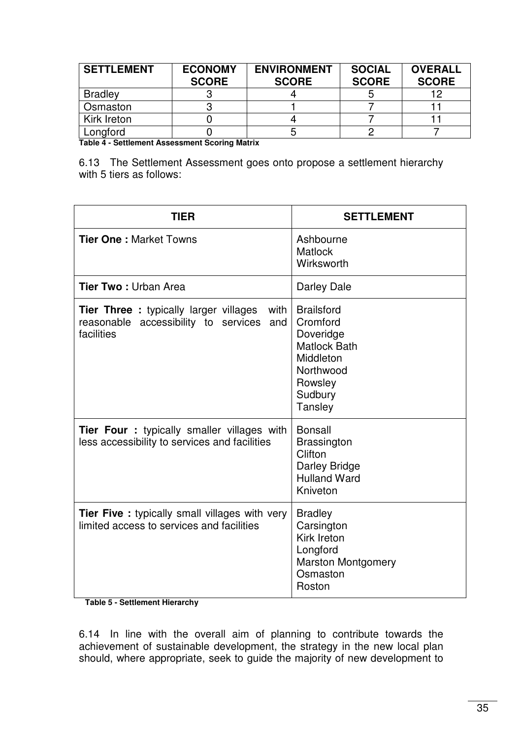| SETTLEMENT | ECONOMY SCORE | ENVIRONMENT SCORE | SOCIAL SCORE | OVERALL SCORE |
|---|---|---|---|---|
| Bradley | 3 | 4 | 5 | 12 |
| Osmaston | 3 | 1 | 7 | 11 |
| Kirk Ireton | 0 | 4 | 7 | 11 |
| Longford | 0 | 5 | 2 | 7 |

**Table 4 - Settlement Assessment Scoring Matrix**

6.13 The Settlement Assessment goes onto propose a settlement hierarchy with 5 tiers as follows:

| TIER | SETTLEMENT |
|---|---|
| **Tier One :** Market Towns | Ashbourne<br>Matlock<br>Wirksworth |
| **Tier Two :** Urban Area | Darley Dale |
| **Tier Three :** typically larger villages with reasonable accessibility to services and facilities | Brailsford<br>Cromford<br>Doveridge<br>Matlock Bath<br>Middleton<br>Northwood<br>Rowsley<br>Sudbury<br>Tansley |
| **Tier Four :** typically smaller villages with less accessibility to services and facilities | Bonsall<br>Brassington<br>Clifton<br>Darley Bridge<br>Hulland Ward<br>Kniveton |
| **Tier Five :** typically small villages with very limited access to services and facilities | Bradley<br>Carsington<br>Kirk Ireton<br>Longford<br>Marston Montgomery<br>Osmaston<br>Roston |

**Table 5 - Settlement Hierarchy**

6.14 In line with the overall aim of planning to contribute towards the achievement of sustainable development, the strategy in the new local plan should, where appropriate, seek to guide the majority of new development to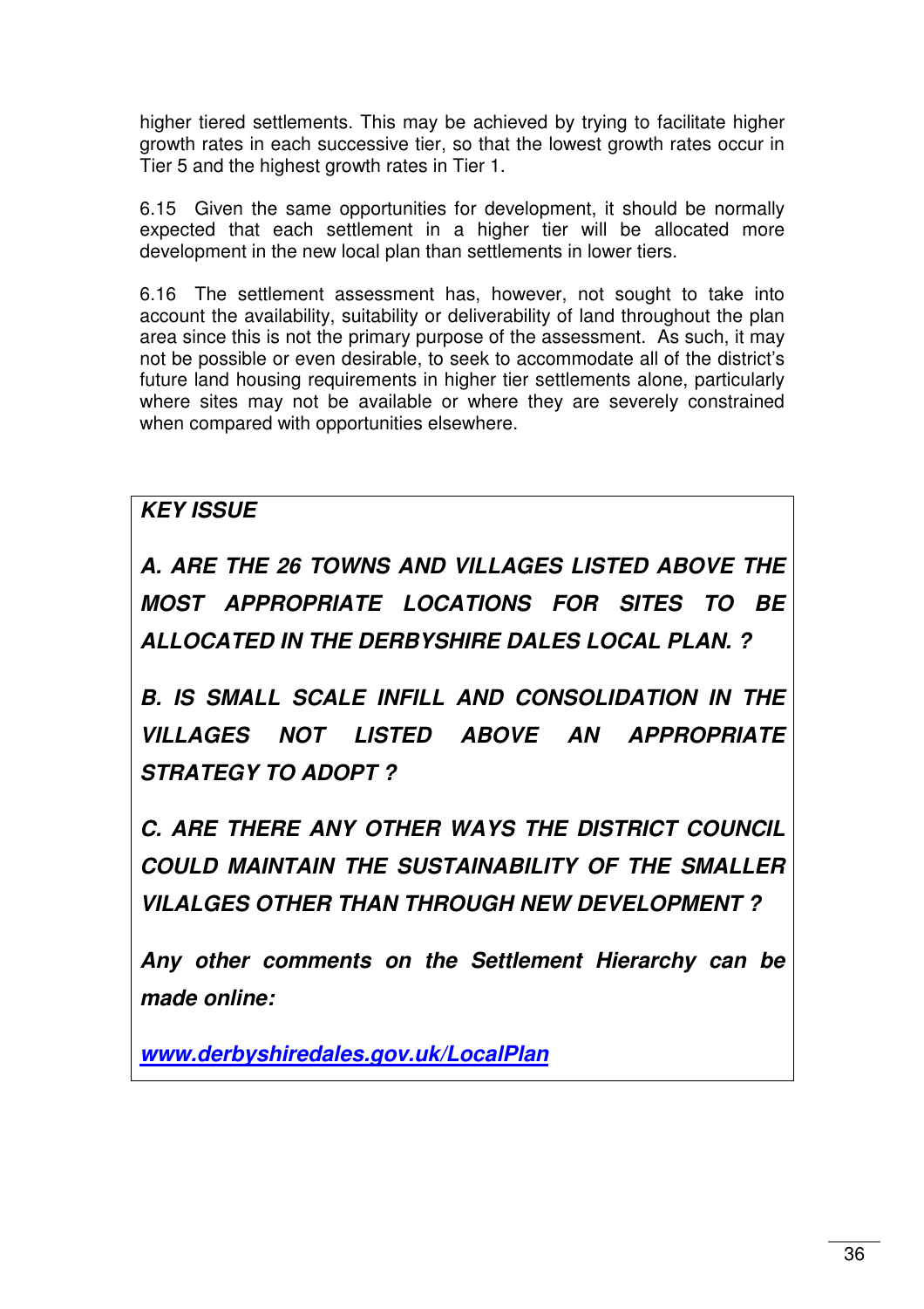higher tiered settlements. This may be achieved by trying to facilitate higher growth rates in each successive tier, so that the lowest growth rates occur in Tier 5 and the highest growth rates in Tier 1.

6.15 Given the same opportunities for development, it should be normally expected that each settlement in a higher tier will be allocated more development in the new local plan than settlements in lower tiers.

6.16 The settlement assessment has, however, not sought to take into account the availability, suitability or deliverability of land throughout the plan area since this is not the primary purpose of the assessment. As such, it may not be possible or even desirable, to seek to accommodate all of the district's future land housing requirements in higher tier settlements alone, particularly where sites may not be available or where they are severely constrained when compared with opportunities elsewhere.

***KEY ISSUE***

***A. ARE THE 26 TOWNS AND VILLAGES LISTED ABOVE THE MOST APPROPRIATE LOCATIONS FOR SITES TO BE ALLOCATED IN THE DERBYSHIRE DALES LOCAL PLAN. ?***

***B. IS SMALL SCALE INFILL AND CONSOLIDATION IN THE VILLAGES NOT LISTED ABOVE AN APPROPRIATE STRATEGY TO ADOPT ?***

***C. ARE THERE ANY OTHER WAYS THE DISTRICT COUNCIL COULD MAINTAIN THE SUSTAINABILITY OF THE SMALLER VILALGES OTHER THAN THROUGH NEW DEVELOPMENT ?***

***Any other comments on the Settlement Hierarchy can be made online:***

***www.derbyshiredales.gov.uk/LocalPlan***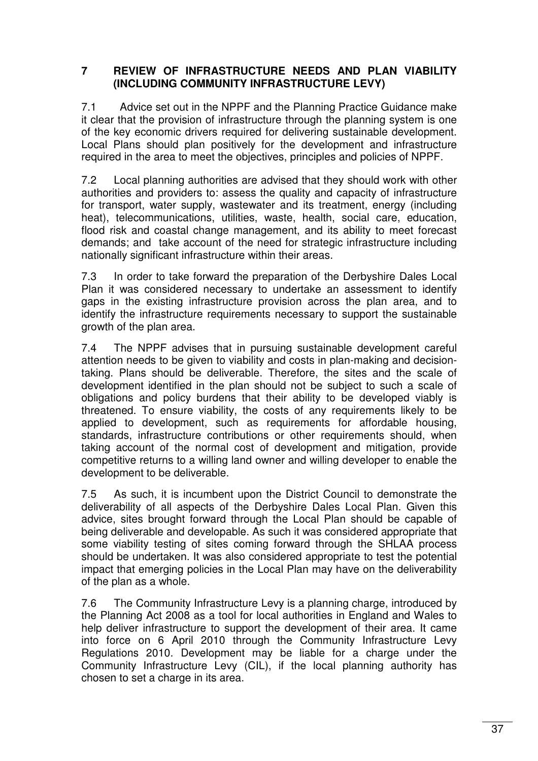## 7 REVIEW OF INFRASTRUCTURE NEEDS AND PLAN VIABILITY (INCLUDING COMMUNITY INFRASTRUCTURE LEVY)

7.1 Advice set out in the NPPF and the Planning Practice Guidance make it clear that the provision of infrastructure through the planning system is one of the key economic drivers required for delivering sustainable development. Local Plans should plan positively for the development and infrastructure required in the area to meet the objectives, principles and policies of NPPF.

7.2 Local planning authorities are advised that they should work with other authorities and providers to: assess the quality and capacity of infrastructure for transport, water supply, wastewater and its treatment, energy (including heat), telecommunications, utilities, waste, health, social care, education, flood risk and coastal change management, and its ability to meet forecast demands; and take account of the need for strategic infrastructure including nationally significant infrastructure within their areas.

7.3 In order to take forward the preparation of the Derbyshire Dales Local Plan it was considered necessary to undertake an assessment to identify gaps in the existing infrastructure provision across the plan area, and to identify the infrastructure requirements necessary to support the sustainable growth of the plan area.

7.4 The NPPF advises that in pursuing sustainable development careful attention needs to be given to viability and costs in plan-making and decision-taking. Plans should be deliverable. Therefore, the sites and the scale of development identified in the plan should not be subject to such a scale of obligations and policy burdens that their ability to be developed viably is threatened. To ensure viability, the costs of any requirements likely to be applied to development, such as requirements for affordable housing, standards, infrastructure contributions or other requirements should, when taking account of the normal cost of development and mitigation, provide competitive returns to a willing land owner and willing developer to enable the development to be deliverable.

7.5 As such, it is incumbent upon the District Council to demonstrate the deliverability of all aspects of the Derbyshire Dales Local Plan. Given this advice, sites brought forward through the Local Plan should be capable of being deliverable and developable. As such it was considered appropriate that some viability testing of sites coming forward through the SHLAA process should be undertaken. It was also considered appropriate to test the potential impact that emerging policies in the Local Plan may have on the deliverability of the plan as a whole.

7.6 The Community Infrastructure Levy is a planning charge, introduced by the Planning Act 2008 as a tool for local authorities in England and Wales to help deliver infrastructure to support the development of their area. It came into force on 6 April 2010 through the Community Infrastructure Levy Regulations 2010. Development may be liable for a charge under the Community Infrastructure Levy (CIL), if the local planning authority has chosen to set a charge in its area.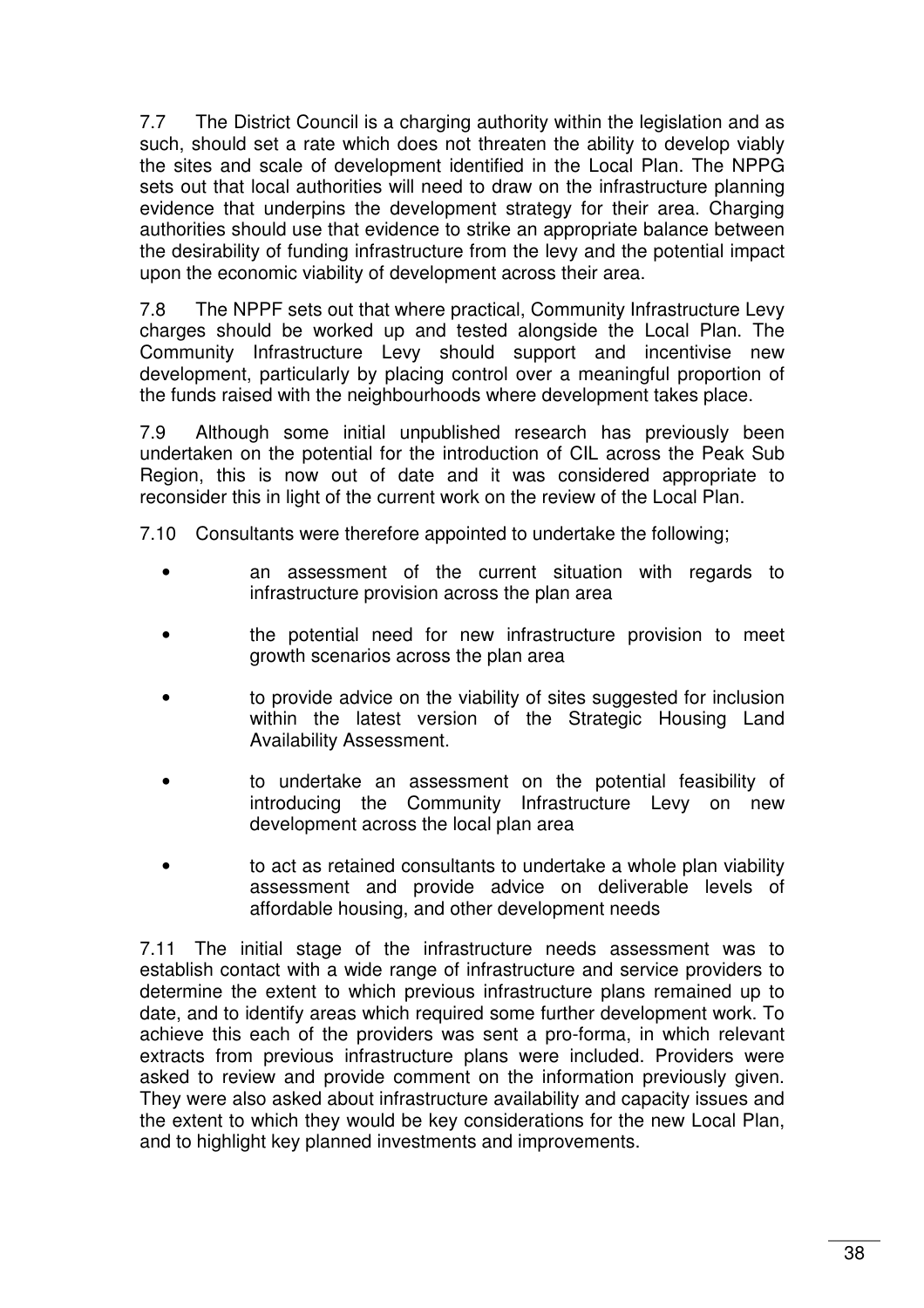7.7 The District Council is a charging authority within the legislation and as such, should set a rate which does not threaten the ability to develop viably the sites and scale of development identified in the Local Plan. The NPPG sets out that local authorities will need to draw on the infrastructure planning evidence that underpins the development strategy for their area. Charging authorities should use that evidence to strike an appropriate balance between the desirability of funding infrastructure from the levy and the potential impact upon the economic viability of development across their area.

7.8 The NPPF sets out that where practical, Community Infrastructure Levy charges should be worked up and tested alongside the Local Plan. The Community Infrastructure Levy should support and incentivise new development, particularly by placing control over a meaningful proportion of the funds raised with the neighbourhoods where development takes place.

7.9 Although some initial unpublished research has previously been undertaken on the potential for the introduction of CIL across the Peak Sub Region, this is now out of date and it was considered appropriate to reconsider this in light of the current work on the review of the Local Plan.

7.10 Consultants were therefore appointed to undertake the following;

- an assessment of the current situation with regards to infrastructure provision across the plan area
- the potential need for new infrastructure provision to meet growth scenarios across the plan area
- to provide advice on the viability of sites suggested for inclusion within the latest version of the Strategic Housing Land Availability Assessment.
- to undertake an assessment on the potential feasibility of introducing the Community Infrastructure Levy on new development across the local plan area
- to act as retained consultants to undertake a whole plan viability assessment and provide advice on deliverable levels of affordable housing, and other development needs

7.11 The initial stage of the infrastructure needs assessment was to establish contact with a wide range of infrastructure and service providers to determine the extent to which previous infrastructure plans remained up to date, and to identify areas which required some further development work. To achieve this each of the providers was sent a pro-forma, in which relevant extracts from previous infrastructure plans were included. Providers were asked to review and provide comment on the information previously given. They were also asked about infrastructure availability and capacity issues and the extent to which they would be key considerations for the new Local Plan, and to highlight key planned investments and improvements.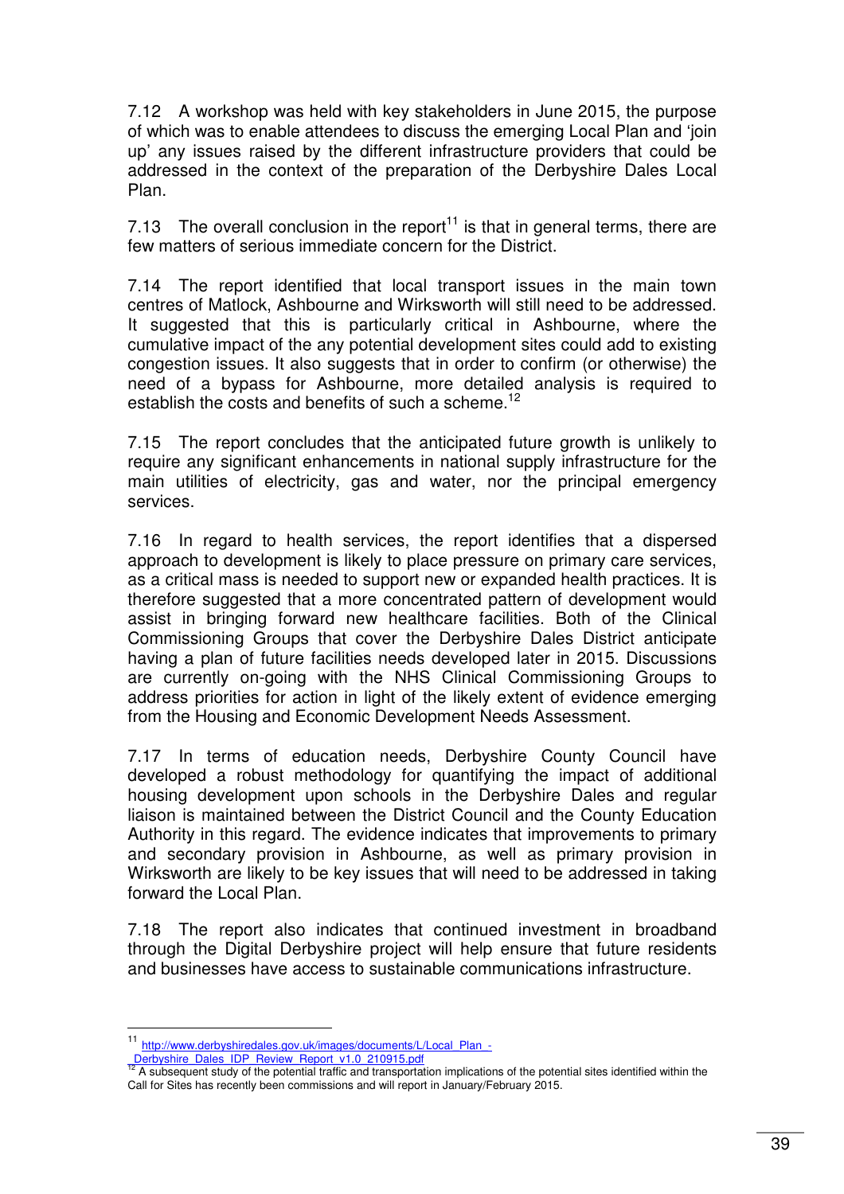7.12 A workshop was held with key stakeholders in June 2015, the purpose of which was to enable attendees to discuss the emerging Local Plan and 'join up' any issues raised by the different infrastructure providers that could be addressed in the context of the preparation of the Derbyshire Dales Local Plan.

7.13 The overall conclusion in the report[11] is that in general terms, there are few matters of serious immediate concern for the District.

7.14 The report identified that local transport issues in the main town centres of Matlock, Ashbourne and Wirksworth will still need to be addressed. It suggested that this is particularly critical in Ashbourne, where the cumulative impact of the any potential development sites could add to existing congestion issues. It also suggests that in order to confirm (or otherwise) the need of a bypass for Ashbourne, more detailed analysis is required to establish the costs and benefits of such a scheme.[12]

7.15 The report concludes that the anticipated future growth is unlikely to require any significant enhancements in national supply infrastructure for the main utilities of electricity, gas and water, nor the principal emergency services.

7.16 In regard to health services, the report identifies that a dispersed approach to development is likely to place pressure on primary care services, as a critical mass is needed to support new or expanded health practices. It is therefore suggested that a more concentrated pattern of development would assist in bringing forward new healthcare facilities. Both of the Clinical Commissioning Groups that cover the Derbyshire Dales District anticipate having a plan of future facilities needs developed later in 2015. Discussions are currently on-going with the NHS Clinical Commissioning Groups to address priorities for action in light of the likely extent of evidence emerging from the Housing and Economic Development Needs Assessment.

7.17 In terms of education needs, Derbyshire County Council have developed a robust methodology for quantifying the impact of additional housing development upon schools in the Derbyshire Dales and regular liaison is maintained between the District Council and the County Education Authority in this regard. The evidence indicates that improvements to primary and secondary provision in Ashbourne, as well as primary provision in Wirksworth are likely to be key issues that will need to be addressed in taking forward the Local Plan.

7.18 The report also indicates that continued investment in broadband through the Digital Derbyshire project will help ensure that future residents and businesses have access to sustainable communications infrastructure.

---

[11] http://www.derbyshiredales.gov.uk/images/documents/L/Local_Plan_-_Derbyshire_Dales_IDP_Review_Report_v1.0_210915.pdf

[12] A subsequent study of the potential traffic and transportation implications of the potential sites identified within the Call for Sites has recently been commissions and will report in January/February 2015.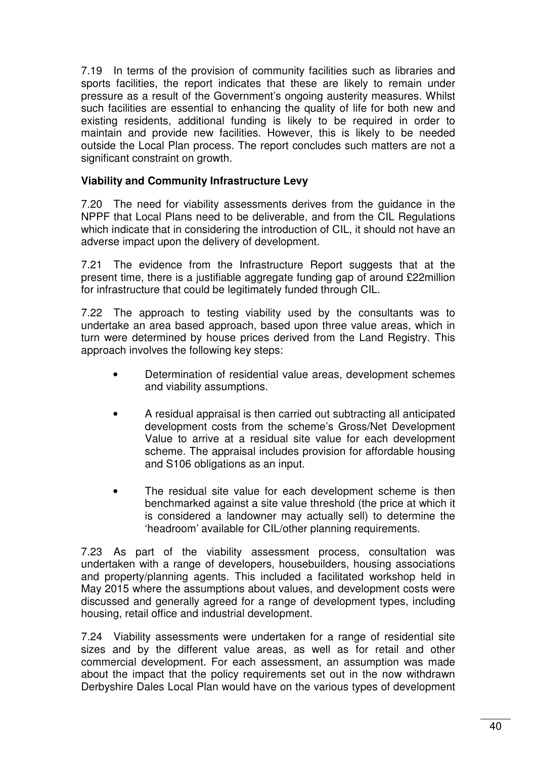7.19 In terms of the provision of community facilities such as libraries and sports facilities, the report indicates that these are likely to remain under pressure as a result of the Government's ongoing austerity measures. Whilst such facilities are essential to enhancing the quality of life for both new and existing residents, additional funding is likely to be required in order to maintain and provide new facilities. However, this is likely to be needed outside the Local Plan process. The report concludes such matters are not a significant constraint on growth.

**Viability and Community Infrastructure Levy**

7.20 The need for viability assessments derives from the guidance in the NPPF that Local Plans need to be deliverable, and from the CIL Regulations which indicate that in considering the introduction of CIL, it should not have an adverse impact upon the delivery of development.

7.21 The evidence from the Infrastructure Report suggests that at the present time, there is a justifiable aggregate funding gap of around £22million for infrastructure that could be legitimately funded through CIL.

7.22 The approach to testing viability used by the consultants was to undertake an area based approach, based upon three value areas, which in turn were determined by house prices derived from the Land Registry. This approach involves the following key steps:

- Determination of residential value areas, development schemes and viability assumptions.
- A residual appraisal is then carried out subtracting all anticipated development costs from the scheme's Gross/Net Development Value to arrive at a residual site value for each development scheme. The appraisal includes provision for affordable housing and S106 obligations as an input.
- The residual site value for each development scheme is then benchmarked against a site value threshold (the price at which it is considered a landowner may actually sell) to determine the 'headroom' available for CIL/other planning requirements.

7.23 As part of the viability assessment process, consultation was undertaken with a range of developers, housebuilders, housing associations and property/planning agents. This included a facilitated workshop held in May 2015 where the assumptions about values, and development costs were discussed and generally agreed for a range of development types, including housing, retail office and industrial development.

7.24 Viability assessments were undertaken for a range of residential site sizes and by the different value areas, as well as for retail and other commercial development. For each assessment, an assumption was made about the impact that the policy requirements set out in the now withdrawn Derbyshire Dales Local Plan would have on the various types of development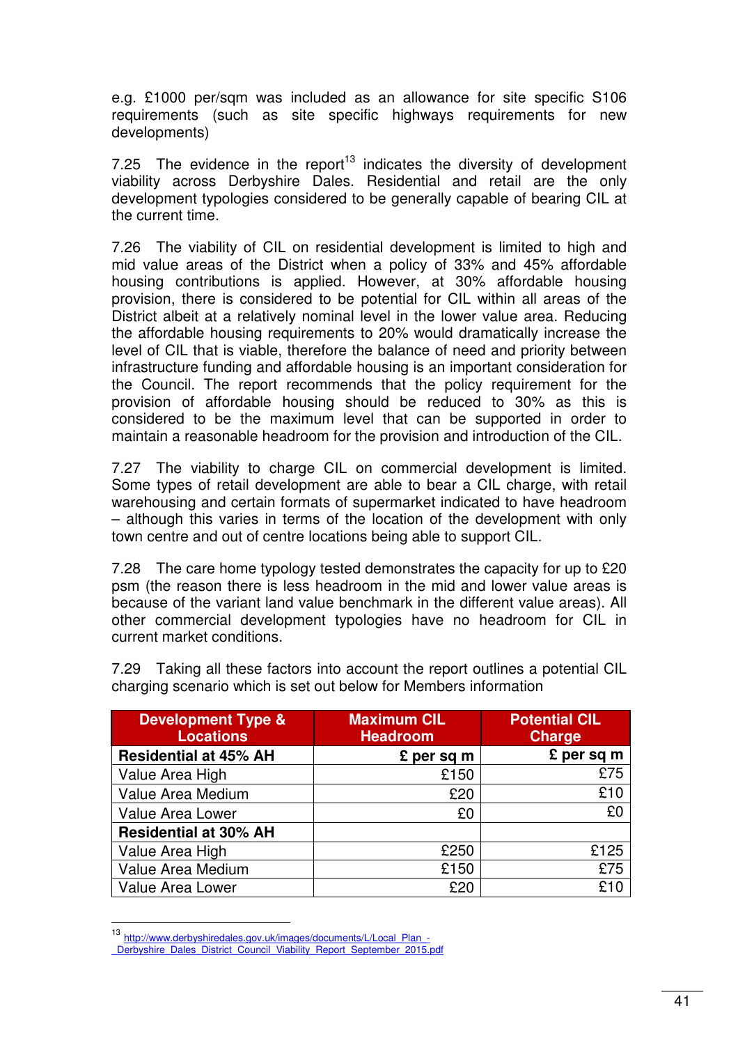e.g. £1000 per/sqm was included as an allowance for site specific S106 requirements (such as site specific highways requirements for new developments)

7.25 The evidence in the report[13] indicates the diversity of development viability across Derbyshire Dales. Residential and retail are the only development typologies considered to be generally capable of bearing CIL at the current time.

7.26 The viability of CIL on residential development is limited to high and mid value areas of the District when a policy of 33% and 45% affordable housing contributions is applied. However, at 30% affordable housing provision, there is considered to be potential for CIL within all areas of the District albeit at a relatively nominal level in the lower value area. Reducing the affordable housing requirements to 20% would dramatically increase the level of CIL that is viable, therefore the balance of need and priority between infrastructure funding and affordable housing is an important consideration for the Council. The report recommends that the policy requirement for the provision of affordable housing should be reduced to 30% as this is considered to be the maximum level that can be supported in order to maintain a reasonable headroom for the provision and introduction of the CIL.

7.27 The viability to charge CIL on commercial development is limited. Some types of retail development are able to bear a CIL charge, with retail warehousing and certain formats of supermarket indicated to have headroom – although this varies in terms of the location of the development with only town centre and out of centre locations being able to support CIL.

7.28 The care home typology tested demonstrates the capacity for up to £20 psm (the reason there is less headroom in the mid and lower value areas is because of the variant land value benchmark in the different value areas). All other commercial development typologies have no headroom for CIL in current market conditions.

7.29 Taking all these factors into account the report outlines a potential CIL charging scenario which is set out below for Members information

| Development Type & Locations | Maximum CIL Headroom | Potential CIL Charge |
|---|---|---|
| **Residential at 45% AH** | **£ per sq m** | **£ per sq m** |
| Value Area High | £150 | £75 |
| Value Area Medium | £20 | £10 |
| Value Area Lower | £0 | £0 |
| **Residential at 30% AH** | | |
| Value Area High | £250 | £125 |
| Value Area Medium | £150 | £75 |
| Value Area Lower | £20 | £10 |

[13] http://www.derbyshiredales.gov.uk/images/documents/L/Local_Plan_-_Derbyshire_Dales_District_Council_Viability_Report_September_2015.pdf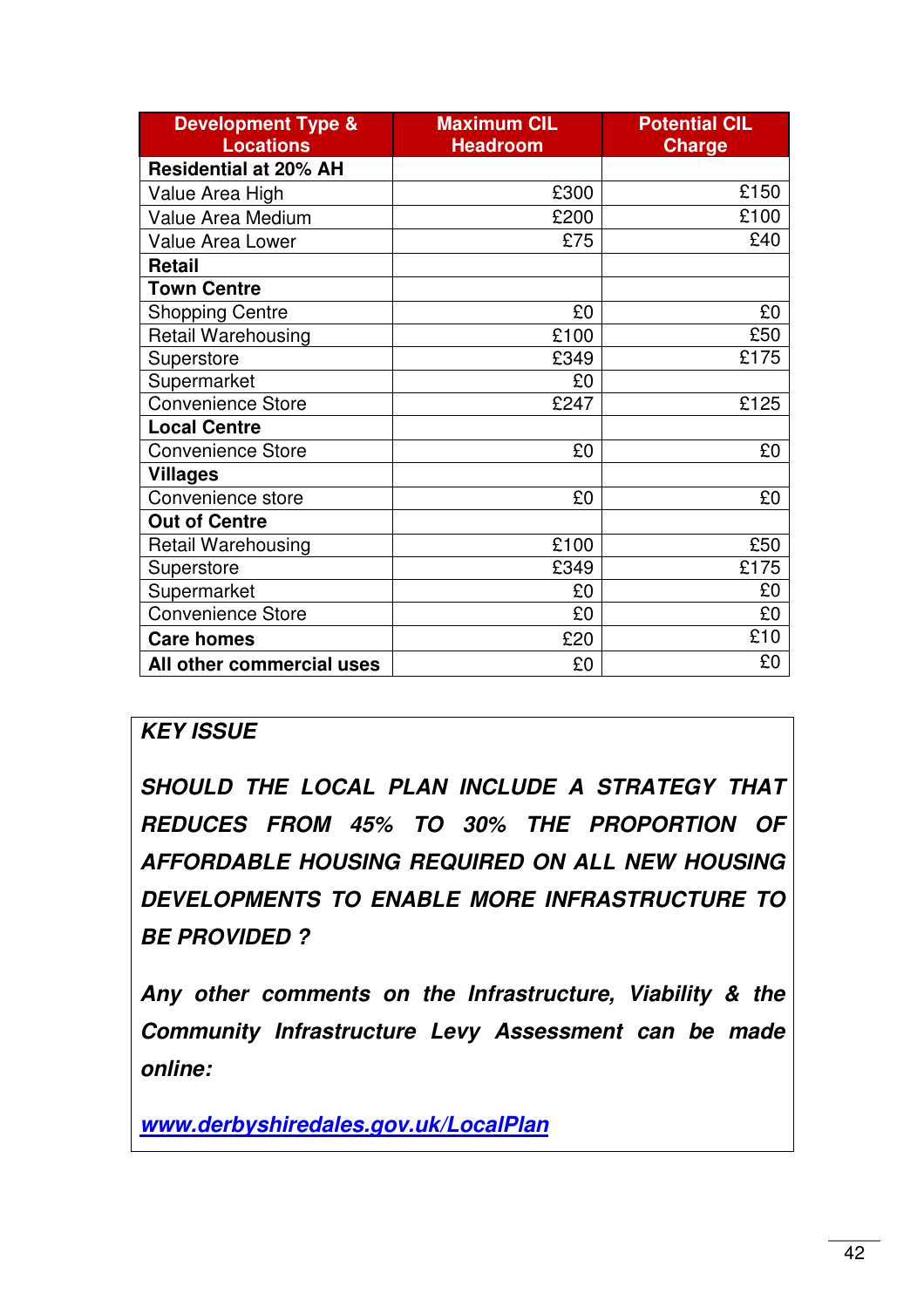| Development Type & Locations | Maximum CIL Headroom | Potential CIL Charge |
|---|---|---|
| **Residential at 20% AH** | | |
| Value Area High | £300 | £150 |
| Value Area Medium | £200 | £100 |
| Value Area Lower | £75 | £40 |
| **Retail** | | |
| **Town Centre** | | |
| Shopping Centre | £0 | £0 |
| Retail Warehousing | £100 | £50 |
| Superstore | £349 | £175 |
| Supermarket | £0 | |
| Convenience Store | £247 | £125 |
| **Local Centre** | | |
| Convenience Store | £0 | £0 |
| **Villages** | | |
| Convenience store | £0 | £0 |
| **Out of Centre** | | |
| Retail Warehousing | £100 | £50 |
| Superstore | £349 | £175 |
| Supermarket | £0 | £0 |
| Convenience Store | £0 | £0 |
| **Care homes** | £20 | £10 |
| **All other commercial uses** | £0 | £0 |

***KEY ISSUE***

***SHOULD THE LOCAL PLAN INCLUDE A STRATEGY THAT REDUCES FROM 45% TO 30% THE PROPORTION OF AFFORDABLE HOUSING REQUIRED ON ALL NEW HOUSING DEVELOPMENTS TO ENABLE MORE INFRASTRUCTURE TO BE PROVIDED ?***

***Any other comments on the Infrastructure, Viability & the Community Infrastructure Levy Assessment can be made online:***

***[www.derbyshiredales.gov.uk/LocalPlan](www.derbyshiredales.gov.uk/LocalPlan)***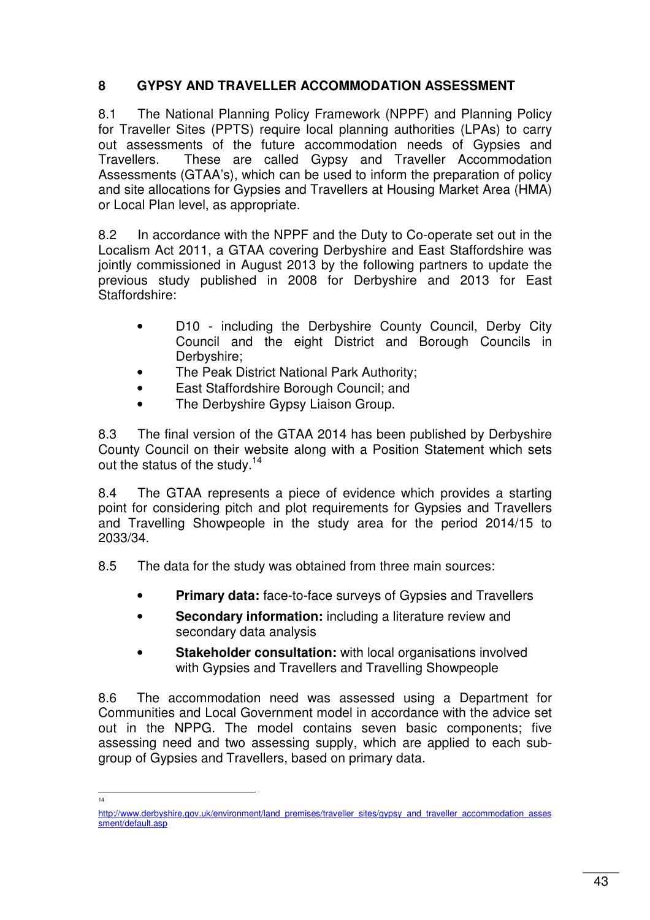## 8 GYPSY AND TRAVELLER ACCOMMODATION ASSESSMENT

8.1 The National Planning Policy Framework (NPPF) and Planning Policy for Traveller Sites (PPTS) require local planning authorities (LPAs) to carry out assessments of the future accommodation needs of Gypsies and Travellers. These are called Gypsy and Traveller Accommodation Assessments (GTAA's), which can be used to inform the preparation of policy and site allocations for Gypsies and Travellers at Housing Market Area (HMA) or Local Plan level, as appropriate.

8.2 In accordance with the NPPF and the Duty to Co-operate set out in the Localism Act 2011, a GTAA covering Derbyshire and East Staffordshire was jointly commissioned in August 2013 by the following partners to update the previous study published in 2008 for Derbyshire and 2013 for East Staffordshire:

- D10 - including the Derbyshire County Council, Derby City Council and the eight District and Borough Councils in Derbyshire;
- The Peak District National Park Authority;
- East Staffordshire Borough Council; and
- The Derbyshire Gypsy Liaison Group.

8.3 The final version of the GTAA 2014 has been published by Derbyshire County Council on their website along with a Position Statement which sets out the status of the study.[14]

8.4 The GTAA represents a piece of evidence which provides a starting point for considering pitch and plot requirements for Gypsies and Travellers and Travelling Showpeople in the study area for the period 2014/15 to 2033/34.

8.5 The data for the study was obtained from three main sources:

- **Primary data:** face-to-face surveys of Gypsies and Travellers
- **Secondary information:** including a literature review and secondary data analysis
- **Stakeholder consultation:** with local organisations involved with Gypsies and Travellers and Travelling Showpeople

8.6 The accommodation need was assessed using a Department for Communities and Local Government model in accordance with the advice set out in the NPPG. The model contains seven basic components; five assessing need and two assessing supply, which are applied to each sub-group of Gypsies and Travellers, based on primary data.

---

[14] http://www.derbyshire.gov.uk/environment/land_premises/traveller_sites/gypsy_and_traveller_accommodation_assessment/default.asp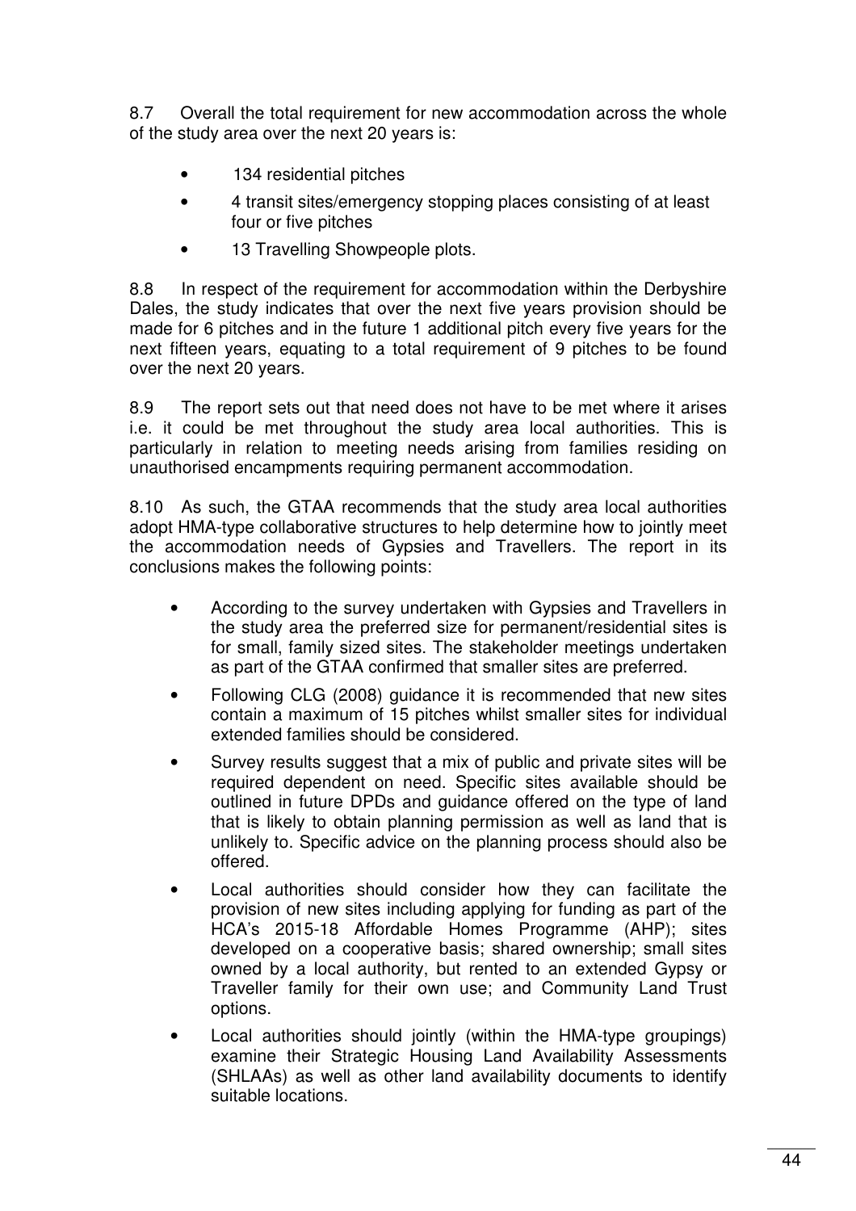8.7 Overall the total requirement for new accommodation across the whole of the study area over the next 20 years is:

- 134 residential pitches
- 4 transit sites/emergency stopping places consisting of at least four or five pitches
- 13 Travelling Showpeople plots.

8.8 In respect of the requirement for accommodation within the Derbyshire Dales, the study indicates that over the next five years provision should be made for 6 pitches and in the future 1 additional pitch every five years for the next fifteen years, equating to a total requirement of 9 pitches to be found over the next 20 years.

8.9 The report sets out that need does not have to be met where it arises i.e. it could be met throughout the study area local authorities. This is particularly in relation to meeting needs arising from families residing on unauthorised encampments requiring permanent accommodation.

8.10 As such, the GTAA recommends that the study area local authorities adopt HMA-type collaborative structures to help determine how to jointly meet the accommodation needs of Gypsies and Travellers. The report in its conclusions makes the following points:

- According to the survey undertaken with Gypsies and Travellers in the study area the preferred size for permanent/residential sites is for small, family sized sites. The stakeholder meetings undertaken as part of the GTAA confirmed that smaller sites are preferred.
- Following CLG (2008) guidance it is recommended that new sites contain a maximum of 15 pitches whilst smaller sites for individual extended families should be considered.
- Survey results suggest that a mix of public and private sites will be required dependent on need. Specific sites available should be outlined in future DPDs and guidance offered on the type of land that is likely to obtain planning permission as well as land that is unlikely to. Specific advice on the planning process should also be offered.
- Local authorities should consider how they can facilitate the provision of new sites including applying for funding as part of the HCA's 2015-18 Affordable Homes Programme (AHP); sites developed on a cooperative basis; shared ownership; small sites owned by a local authority, but rented to an extended Gypsy or Traveller family for their own use; and Community Land Trust options.
- Local authorities should jointly (within the HMA-type groupings) examine their Strategic Housing Land Availability Assessments (SHLAAs) as well as other land availability documents to identify suitable locations.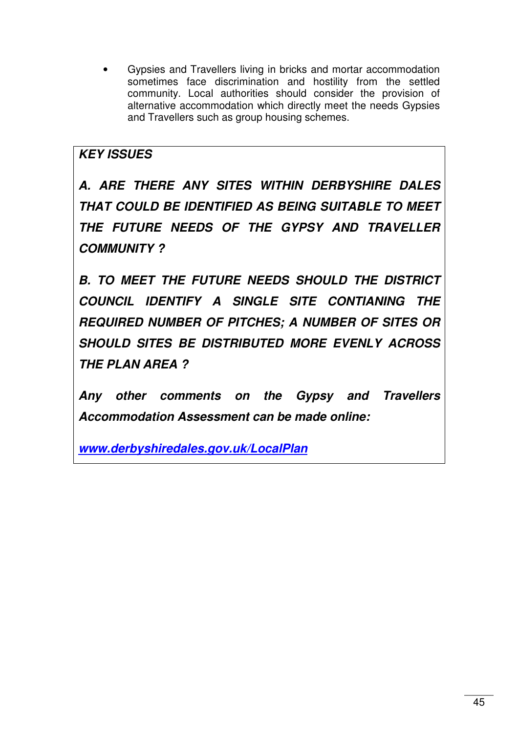- Gypsies and Travellers living in bricks and mortar accommodation sometimes face discrimination and hostility from the settled community. Local authorities should consider the provision of alternative accommodation which directly meet the needs Gypsies and Travellers such as group housing schemes.

***KEY ISSUES***

***A. ARE THERE ANY SITES WITHIN DERBYSHIRE DALES THAT COULD BE IDENTIFIED AS BEING SUITABLE TO MEET THE FUTURE NEEDS OF THE GYPSY AND TRAVELLER COMMUNITY ?***

***B. TO MEET THE FUTURE NEEDS SHOULD THE DISTRICT COUNCIL IDENTIFY A SINGLE SITE CONTIANING THE REQUIRED NUMBER OF PITCHES; A NUMBER OF SITES OR SHOULD SITES BE DISTRIBUTED MORE EVENLY ACROSS THE PLAN AREA ?***

***Any other comments on the Gypsy and Travellers Accommodation Assessment can be made online:***

***www.derbyshiredales.gov.uk/LocalPlan***